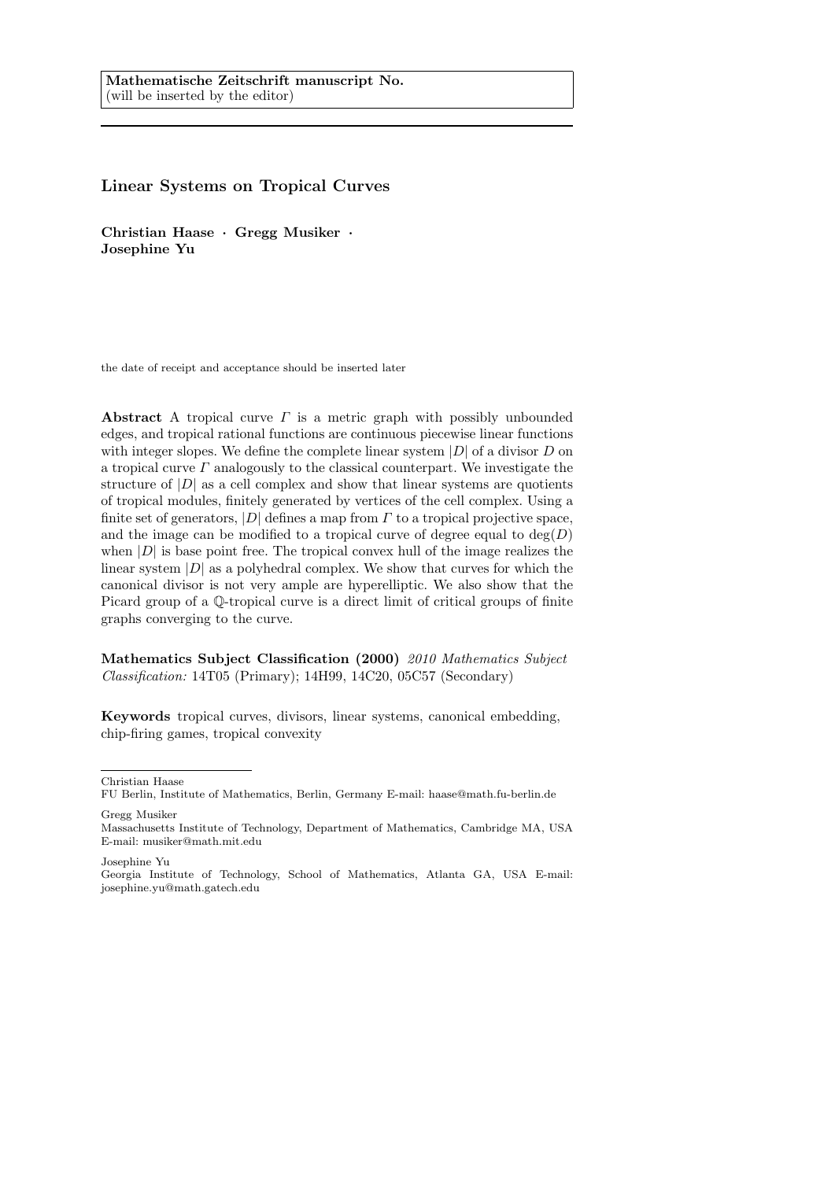**Mathematische Zeitschrift manuscript No.**
(will be inserted by the editor)

# Linear Systems on Tropical Curves

**Christian Haase · Gregg Musiker · Josephine Yu**

the date of receipt and acceptance should be inserted later

**Abstract** A tropical curve $\Gamma$ is a metric graph with possibly unbounded edges, and tropical rational functions are continuous piecewise linear functions with integer slopes. We define the complete linear system $|D|$ of a divisor $D$ on a tropical curve $\Gamma$ analogously to the classical counterpart. We investigate the structure of $|D|$ as a cell complex and show that linear systems are quotients of tropical modules, finitely generated by vertices of the cell complex. Using a finite set of generators, $|D|$ defines a map from $\Gamma$ to a tropical projective space, and the image can be modified to a tropical curve of degree equal to $\deg(D)$ when $|D|$ is base point free. The tropical convex hull of the image realizes the linear system $|D|$ as a polyhedral complex. We show that curves for which the canonical divisor is not very ample are hyperelliptic. We also show that the Picard group of a $\mathbb{Q}$-tropical curve is a direct limit of critical groups of finite graphs converging to the curve.

**Mathematics Subject Classification (2000)** *2010 Mathematics Subject Classification:* 14T05 (Primary); 14H99, 14C20, 05C57 (Secondary)

**Keywords** tropical curves, divisors, linear systems, canonical embedding, chip-firing games, tropical convexity

---

Christian Haase
FU Berlin, Institute of Mathematics, Berlin, Germany E-mail: haase@math.fu-berlin.de

Gregg Musiker
Massachusetts Institute of Technology, Department of Mathematics, Cambridge MA, USA
E-mail: musiker@math.mit.edu

Josephine Yu
Georgia Institute of Technology, School of Mathematics, Atlanta GA, USA E-mail: josephine.yu@math.gatech.edu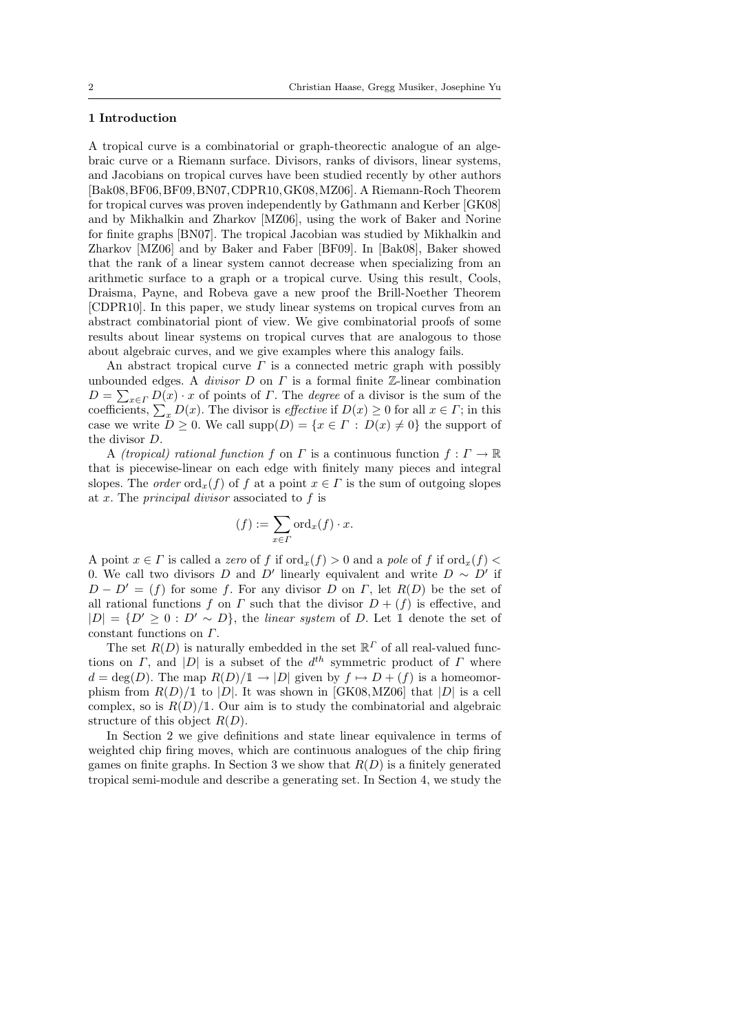## 1 Introduction

A tropical curve is a combinatorial or graph-theorectic analogue of an algebraic curve or a Riemann surface. Divisors, ranks of divisors, linear systems, and Jacobians on tropical curves have been studied recently by other authors [Bak08,BF06,BF09,BN07,CDPR10,GK08,MZ06]. A Riemann-Roch Theorem for tropical curves was proven independently by Gathmann and Kerber [GK08] and by Mikhalkin and Zharkov [MZ06], using the work of Baker and Norine for finite graphs [BN07]. The tropical Jacobian was studied by Mikhalkin and Zharkov [MZ06] and by Baker and Faber [BF09]. In [Bak08], Baker showed that the rank of a linear system cannot decrease when specializing from an arithmetic surface to a graph or a tropical curve. Using this result, Cools, Draisma, Payne, and Robeva gave a new proof the Brill-Noether Theorem [CDPR10]. In this paper, we study linear systems on tropical curves from an abstract combinatorial piont of view. We give combinatorial proofs of some results about linear systems on tropical curves that are analogous to those about algebraic curves, and we give examples where this analogy fails.

An abstract tropical curve $\Gamma$ is a connected metric graph with possibly unbounded edges. A *divisor* $D$ on $\Gamma$ is a formal finite $\mathbb{Z}$-linear combination $D = \sum_{x \in \Gamma} D(x) \cdot x$ of points of $\Gamma$. The *degree* of a divisor is the sum of the coefficients, $\sum_x D(x)$. The divisor is *effective* if $D(x) \geq 0$ for all $x \in \Gamma$; in this case we write $D \geq 0$. We call $\operatorname{supp}(D) = \{x \in \Gamma : D(x) \neq 0\}$ the support of the divisor $D$.

A *(tropical) rational function* $f$ on $\Gamma$ is a continuous function $f : \Gamma \to \mathbb{R}$ that is piecewise-linear on each edge with finitely many pieces and integral slopes. The *order* $\operatorname{ord}_x(f)$ of $f$ at a point $x \in \Gamma$ is the sum of outgoing slopes at $x$. The *principal divisor* associated to $f$ is

$$(f) := \sum_{x \in \Gamma} \operatorname{ord}_x(f) \cdot x.$$

A point $x \in \Gamma$ is called a *zero* of $f$ if $\operatorname{ord}_x(f) > 0$ and a *pole* of $f$ if $\operatorname{ord}_x(f) < 0$. We call two divisors $D$ and $D'$ linearly equivalent and write $D \sim D'$ if $D - D' = (f)$ for some $f$. For any divisor $D$ on $\Gamma$, let $R(D)$ be the set of all rational functions $f$ on $\Gamma$ such that the divisor $D + (f)$ is effective, and $|D| = \{D' \geq 0 : D' \sim D\}$, the *linear system* of $D$. Let $\mathbb{1}$ denote the set of constant functions on $\Gamma$.

The set $R(D)$ is naturally embedded in the set $\mathbb{R}^\Gamma$ of all real-valued functions on $\Gamma$, and $|D|$ is a subset of the $d^{th}$ symmetric product of $\Gamma$ where $d = \deg(D)$. The map $R(D)/\mathbb{1} \to |D|$ given by $f \mapsto D + (f)$ is a homeomorphism from $R(D)/\mathbb{1}$ to $|D|$. It was shown in [GK08,MZ06] that $|D|$ is a cell complex, so is $R(D)/\mathbb{1}$. Our aim is to study the combinatorial and algebraic structure of this object $R(D)$.

In Section 2 we give definitions and state linear equivalence in terms of weighted chip firing moves, which are continuous analogues of the chip firing games on finite graphs. In Section 3 we show that $R(D)$ is a finitely generated tropical semi-module and describe a generating set. In Section 4, we study the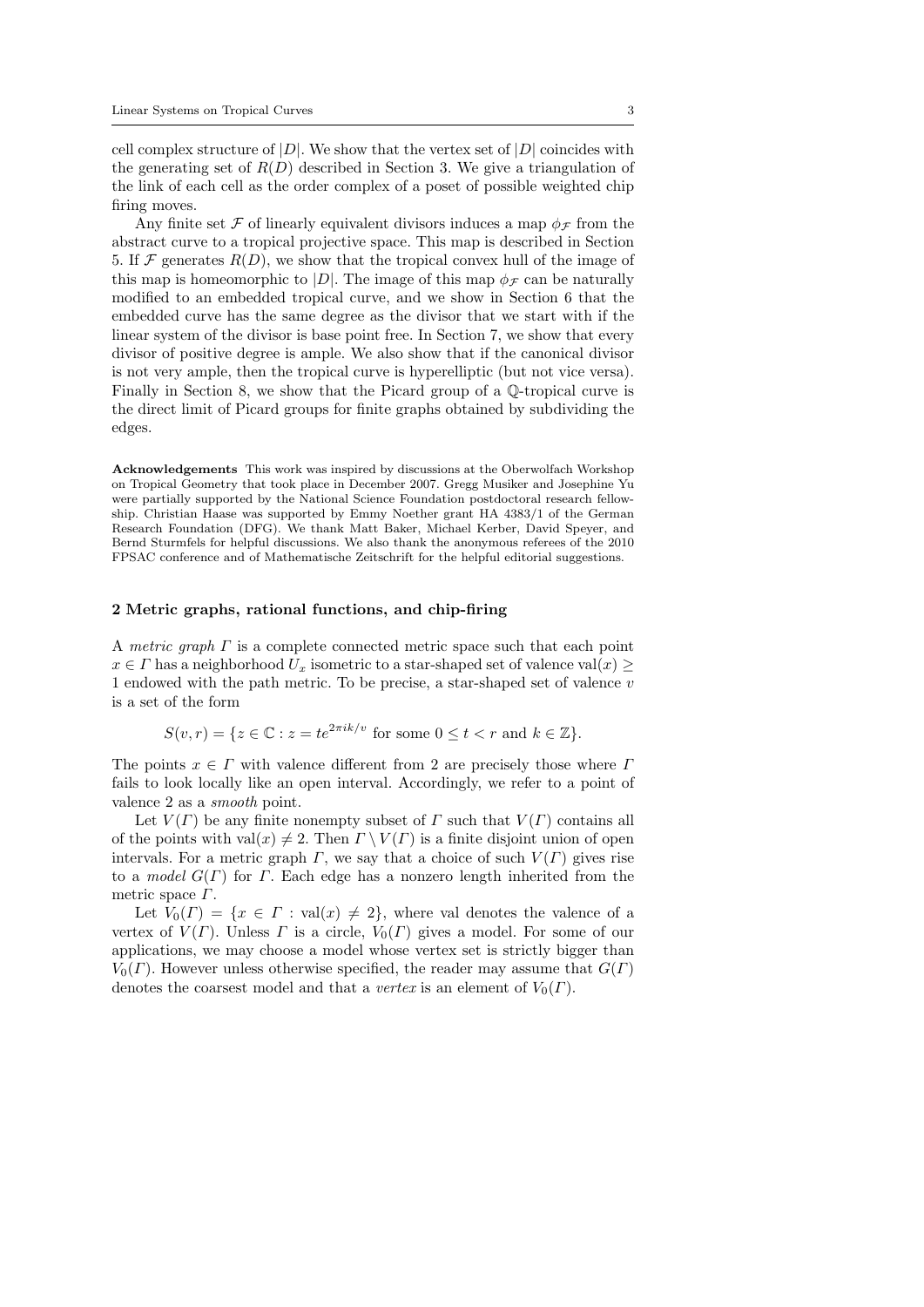cell complex structure of $|D|$. We show that the vertex set of $|D|$ coincides with the generating set of $R(D)$ described in Section 3. We give a triangulation of the link of each cell as the order complex of a poset of possible weighted chip firing moves.

Any finite set $\mathcal{F}$ of linearly equivalent divisors induces a map $\phi_{\mathcal{F}}$ from the abstract curve to a tropical projective space. This map is described in Section 5. If $\mathcal{F}$ generates $R(D)$, we show that the tropical convex hull of the image of this map is homeomorphic to $|D|$. The image of this map $\phi_{\mathcal{F}}$ can be naturally modified to an embedded tropical curve, and we show in Section 6 that the embedded curve has the same degree as the divisor that we start with if the linear system of the divisor is base point free. In Section 7, we show that every divisor of positive degree is ample. We also show that if the canonical divisor is not very ample, then the tropical curve is hyperelliptic (but not vice versa). Finally in Section 8, we show that the Picard group of a $\mathbb{Q}$-tropical curve is the direct limit of Picard groups for finite graphs obtained by subdividing the edges.

**Acknowledgements** This work was inspired by discussions at the Oberwolfach Workshop on Tropical Geometry that took place in December 2007. Gregg Musiker and Josephine Yu were partially supported by the National Science Foundation postdoctoral research fellowship. Christian Haase was supported by Emmy Noether grant HA 4383/1 of the German Research Foundation (DFG). We thank Matt Baker, Michael Kerber, David Speyer, and Bernd Sturmfels for helpful discussions. We also thank the anonymous referees of the 2010 FPSAC conference and of Mathematische Zeitschrift for the helpful editorial suggestions.

## 2 Metric graphs, rational functions, and chip-firing

A *metric graph* $\Gamma$ is a complete connected metric space such that each point $x \in \Gamma$ has a neighborhood $U_x$ isometric to a star-shaped set of valence $\mathrm{val}(x) \geq 1$ endowed with the path metric. To be precise, a star-shaped set of valence $v$ is a set of the form

$$S(v, r) = \{z \in \mathbb{C} : z = te^{2\pi ik/v} \text{ for some } 0 \leq t < r \text{ and } k \in \mathbb{Z}\}.$$

The points $x \in \Gamma$ with valence different from 2 are precisely those where $\Gamma$ fails to look locally like an open interval. Accordingly, we refer to a point of valence 2 as a *smooth* point.

Let $V(\Gamma)$ be any finite nonempty subset of $\Gamma$ such that $V(\Gamma)$ contains all of the points with $\mathrm{val}(x) \neq 2$. Then $\Gamma \setminus V(\Gamma)$ is a finite disjoint union of open intervals. For a metric graph $\Gamma$, we say that a choice of such $V(\Gamma)$ gives rise to a *model* $G(\Gamma)$ for $\Gamma$. Each edge has a nonzero length inherited from the metric space $\Gamma$.

Let $V_0(\Gamma) = \{x \in \Gamma : \mathrm{val}(x) \neq 2\}$, where val denotes the valence of a vertex of $V(\Gamma)$. Unless $\Gamma$ is a circle, $V_0(\Gamma)$ gives a model. For some of our applications, we may choose a model whose vertex set is strictly bigger than $V_0(\Gamma)$. However unless otherwise specified, the reader may assume that $G(\Gamma)$ denotes the coarsest model and that a *vertex* is an element of $V_0(\Gamma)$.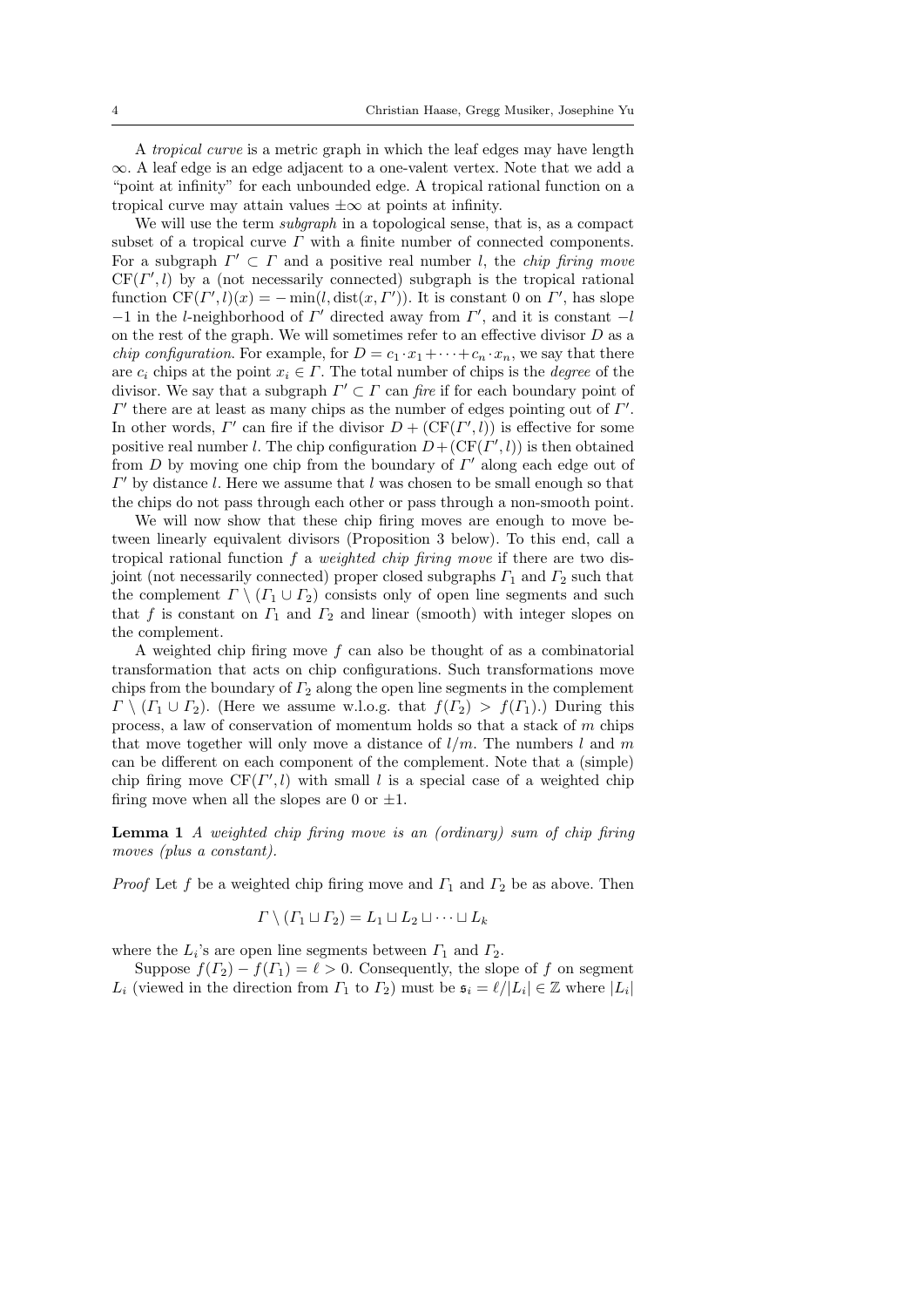A *tropical curve* is a metric graph in which the leaf edges may have length $\infty$. A leaf edge is an edge adjacent to a one-valent vertex. Note that we add a "point at infinity" for each unbounded edge. A tropical rational function on a tropical curve may attain values $\pm\infty$ at points at infinity.

We will use the term *subgraph* in a topological sense, that is, as a compact subset of a tropical curve $\Gamma$ with a finite number of connected components. For a subgraph $\Gamma' \subset \Gamma$ and a positive real number $l$, the *chip firing move* $\mathrm{CF}(\Gamma', l)$ by a (not necessarily connected) subgraph is the tropical rational function $\mathrm{CF}(\Gamma', l)(x) = -\min(l, \mathrm{dist}(x, \Gamma'))$. It is constant 0 on $\Gamma'$, has slope $-1$ in the $l$-neighborhood of $\Gamma'$ directed away from $\Gamma'$, and it is constant $-l$ on the rest of the graph. We will sometimes refer to an effective divisor $D$ as a *chip configuration*. For example, for $D = c_1 \cdot x_1 + \cdots + c_n \cdot x_n$, we say that there are $c_i$ chips at the point $x_i \in \Gamma$. The total number of chips is the *degree* of the divisor. We say that a subgraph $\Gamma' \subset \Gamma$ can *fire* if for each boundary point of $\Gamma'$ there are at least as many chips as the number of edges pointing out of $\Gamma'$. In other words, $\Gamma'$ can fire if the divisor $D + (\mathrm{CF}(\Gamma', l))$ is effective for some positive real number $l$. The chip configuration $D + (\mathrm{CF}(\Gamma', l))$ is then obtained from $D$ by moving one chip from the boundary of $\Gamma'$ along each edge out of $\Gamma'$ by distance $l$. Here we assume that $l$ was chosen to be small enough so that the chips do not pass through each other or pass through a non-smooth point.

We will now show that these chip firing moves are enough to move between linearly equivalent divisors (Proposition 3 below). To this end, call a tropical rational function $f$ a *weighted chip firing move* if there are two disjoint (not necessarily connected) proper closed subgraphs $\Gamma_1$ and $\Gamma_2$ such that the complement $\Gamma \setminus (\Gamma_1 \cup \Gamma_2)$ consists only of open line segments and such that $f$ is constant on $\Gamma_1$ and $\Gamma_2$ and linear (smooth) with integer slopes on the complement.

A weighted chip firing move $f$ can also be thought of as a combinatorial transformation that acts on chip configurations. Such transformations move chips from the boundary of $\Gamma_2$ along the open line segments in the complement $\Gamma \setminus (\Gamma_1 \cup \Gamma_2)$. (Here we assume w.l.o.g. that $f(\Gamma_2) > f(\Gamma_1)$.) During this process, a law of conservation of momentum holds so that a stack of $m$ chips that move together will only move a distance of $l/m$. The numbers $l$ and $m$ can be different on each component of the complement. Note that a (simple) chip firing move $\mathrm{CF}(\Gamma', l)$ with small $l$ is a special case of a weighted chip firing move when all the slopes are 0 or $\pm 1$.

**Lemma 1** *A weighted chip firing move is an (ordinary) sum of chip firing moves (plus a constant).*

*Proof* Let $f$ be a weighted chip firing move and $\Gamma_1$ and $\Gamma_2$ be as above. Then

$$\Gamma \setminus (\Gamma_1 \sqcup \Gamma_2) = L_1 \sqcup L_2 \sqcup \cdots \sqcup L_k$$

where the $L_i$'s are open line segments between $\Gamma_1$ and $\Gamma_2$.

Suppose $f(\Gamma_2) - f(\Gamma_1) = \ell > 0$. Consequently, the slope of $f$ on segment $L_i$ (viewed in the direction from $\Gamma_1$ to $\Gamma_2$) must be $\mathfrak{s}_i = \ell/|L_i| \in \mathbb{Z}$ where $|L_i|$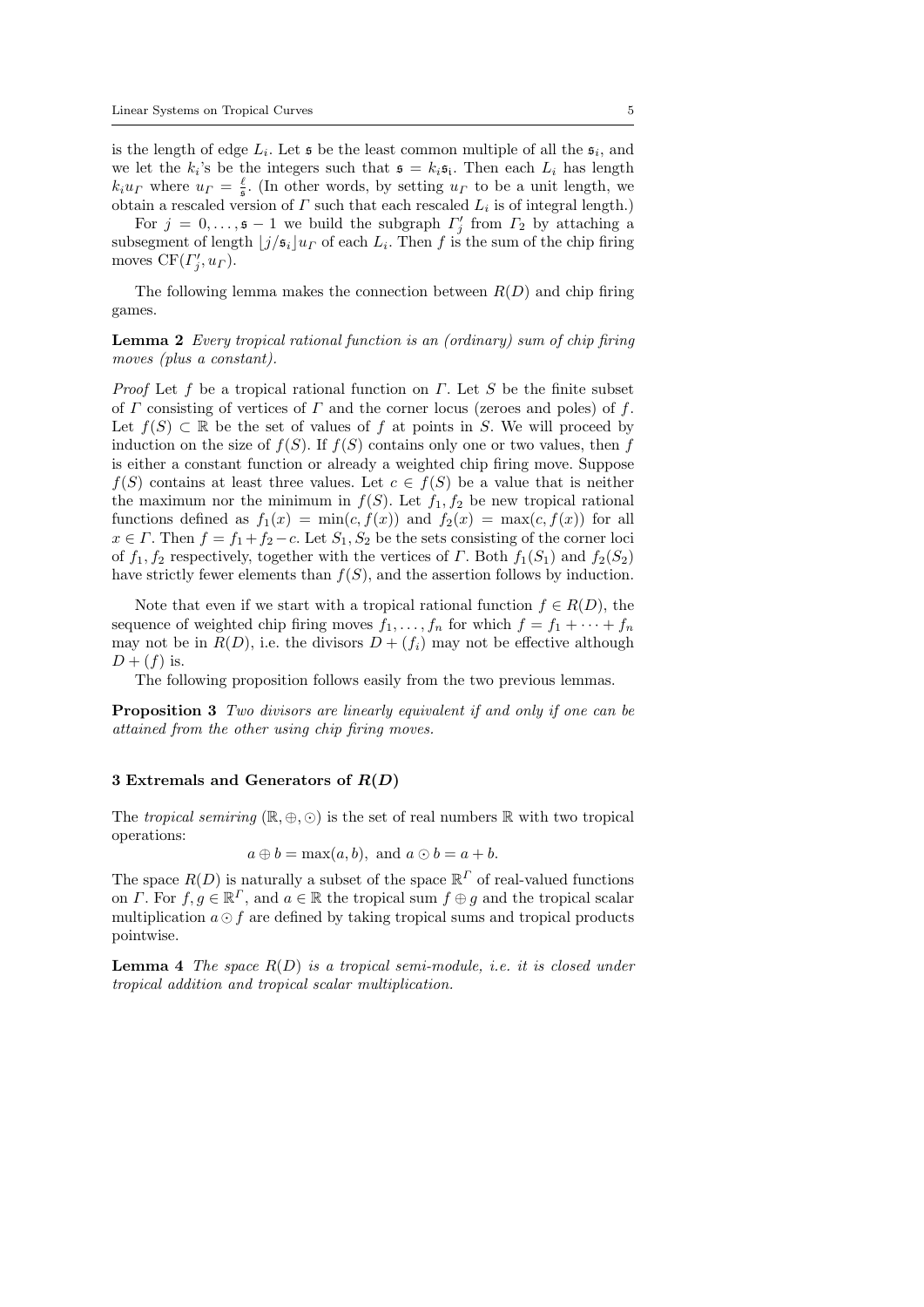is the length of edge $L_i$. Let $\mathfrak{s}$ be the least common multiple of all the $\mathfrak{s}_i$, and we let the $k_i$'s be the integers such that $\mathfrak{s} = k_i\mathfrak{s}_i$. Then each $L_i$ has length $k_i u_\Gamma$ where $u_\Gamma = \frac{\ell}{\mathfrak{s}}$. (In other words, by setting $u_\Gamma$ to be a unit length, we obtain a rescaled version of $\Gamma$ such that each rescaled $L_i$ is of integral length.)

For $j = 0, \ldots, \mathfrak{s} - 1$ we build the subgraph $\Gamma'_j$ from $\Gamma_2$ by attaching a subsegment of length $\lfloor j/\mathfrak{s}_i \rfloor u_\Gamma$ of each $L_i$. Then $f$ is the sum of the chip firing moves $\mathrm{CF}(\Gamma'_j, u_\Gamma)$.

The following lemma makes the connection between $R(D)$ and chip firing games.

**Lemma 2** *Every tropical rational function is an (ordinary) sum of chip firing moves (plus a constant).*

*Proof* Let $f$ be a tropical rational function on $\Gamma$. Let $S$ be the finite subset of $\Gamma$ consisting of vertices of $\Gamma$ and the corner locus (zeroes and poles) of $f$. Let $f(S) \subset \mathbb{R}$ be the set of values of $f$ at points in $S$. We will proceed by induction on the size of $f(S)$. If $f(S)$ contains only one or two values, then $f$ is either a constant function or already a weighted chip firing move. Suppose $f(S)$ contains at least three values. Let $c \in f(S)$ be a value that is neither the maximum nor the minimum in $f(S)$. Let $f_1, f_2$ be new tropical rational functions defined as $f_1(x) = \min(c, f(x))$ and $f_2(x) = \max(c, f(x))$ for all $x \in \Gamma$. Then $f = f_1 + f_2 - c$. Let $S_1, S_2$ be the sets consisting of the corner loci of $f_1, f_2$ respectively, together with the vertices of $\Gamma$. Both $f_1(S_1)$ and $f_2(S_2)$ have strictly fewer elements than $f(S)$, and the assertion follows by induction.

Note that even if we start with a tropical rational function $f \in R(D)$, the sequence of weighted chip firing moves $f_1, \ldots, f_n$ for which $f = f_1 + \cdots + f_n$ may not be in $R(D)$, i.e. the divisors $D + (f_i)$ may not be effective although $D + (f)$ is.

The following proposition follows easily from the two previous lemmas.

**Proposition 3** *Two divisors are linearly equivalent if and only if one can be attained from the other using chip firing moves.*

## 3 Extremals and Generators of $R(D)$

The *tropical semiring* $(\mathbb{R}, \oplus, \odot)$ is the set of real numbers $\mathbb{R}$ with two tropical operations:

$$a \oplus b = \max(a, b), \text{ and } a \odot b = a + b.$$

The space $R(D)$ is naturally a subset of the space $\mathbb{R}^\Gamma$ of real-valued functions on $\Gamma$. For $f, g \in \mathbb{R}^\Gamma$, and $a \in \mathbb{R}$ the tropical sum $f \oplus g$ and the tropical scalar multiplication $a \odot f$ are defined by taking tropical sums and tropical products pointwise.

**Lemma 4** *The space $R(D)$ is a tropical semi-module, i.e. it is closed under tropical addition and tropical scalar multiplication.*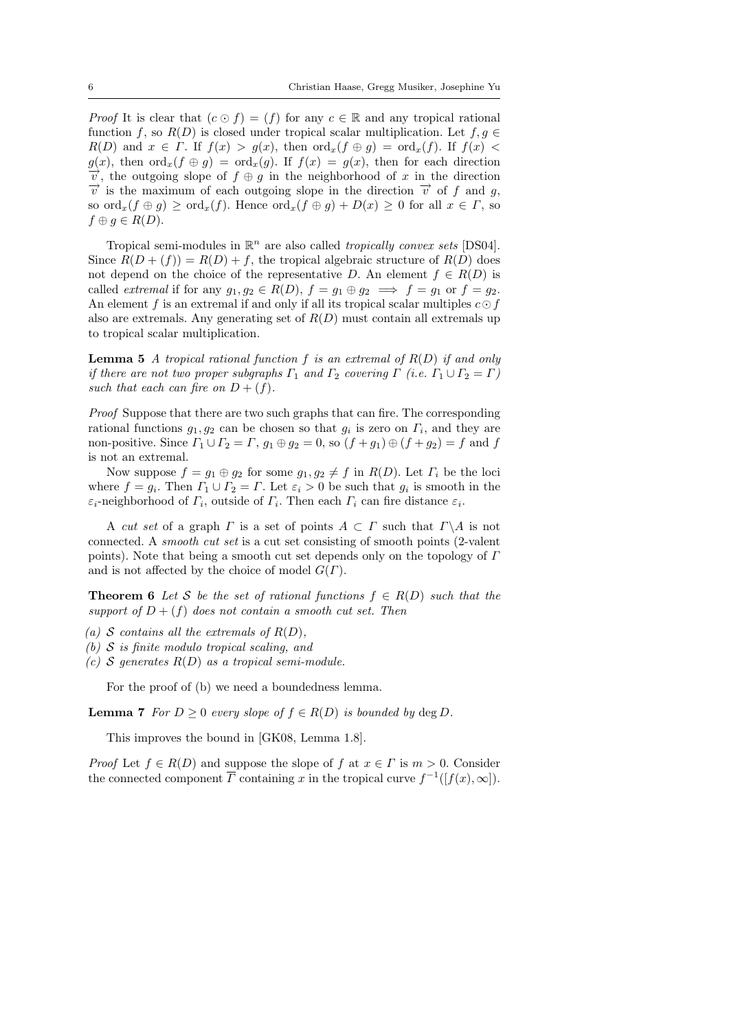*Proof* It is clear that $(c \odot f) = (f)$ for any $c \in \mathbb{R}$ and any tropical rational function $f$, so $R(D)$ is closed under tropical scalar multiplication. Let $f, g \in R(D)$ and $x \in \Gamma$. If $f(x) > g(x)$, then $\mathrm{ord}_x(f \oplus g) = \mathrm{ord}_x(f)$. If $f(x) < g(x)$, then $\mathrm{ord}_x(f \oplus g) = \mathrm{ord}_x(g)$. If $f(x) = g(x)$, then for each direction $\overrightarrow{v}$, the outgoing slope of $f \oplus g$ in the neighborhood of $x$ in the direction $\overrightarrow{v}$ is the maximum of each outgoing slope in the direction $\overrightarrow{v}$ of $f$ and $g$, so $\mathrm{ord}_x(f \oplus g) \geq \mathrm{ord}_x(f)$. Hence $\mathrm{ord}_x(f \oplus g) + D(x) \geq 0$ for all $x \in \Gamma$, so $f \oplus g \in R(D)$.

Tropical semi-modules in $\mathbb{R}^n$ are also called *tropically convex sets* [DS04]. Since $R(D + (f)) = R(D) + f$, the tropical algebraic structure of $R(D)$ does not depend on the choice of the representative $D$. An element $f \in R(D)$ is called *extremal* if for any $g_1, g_2 \in R(D)$, $f = g_1 \oplus g_2 \implies f = g_1$ or $f = g_2$. An element $f$ is an extremal if and only if all its tropical scalar multiples $c \odot f$ also are extremals. Any generating set of $R(D)$ must contain all extremals up to tropical scalar multiplication.

**Lemma 5** *A tropical rational function $f$ is an extremal of $R(D)$ if and only if there are not two proper subgraphs $\Gamma_1$ and $\Gamma_2$ covering $\Gamma$ (i.e. $\Gamma_1 \cup \Gamma_2 = \Gamma$) such that each can fire on $D + (f)$.*

*Proof* Suppose that there are two such graphs that can fire. The corresponding rational functions $g_1, g_2$ can be chosen so that $g_i$ is zero on $\Gamma_i$, and they are non-positive. Since $\Gamma_1 \cup \Gamma_2 = \Gamma$, $g_1 \oplus g_2 = 0$, so $(f + g_1) \oplus (f + g_2) = f$ and $f$ is not an extremal.

Now suppose $f = g_1 \oplus g_2$ for some $g_1, g_2 \neq f$ in $R(D)$. Let $\Gamma_i$ be the loci where $f = g_i$. Then $\Gamma_1 \cup \Gamma_2 = \Gamma$. Let $\varepsilon_i > 0$ be such that $g_i$ is smooth in the $\varepsilon_i$-neighborhood of $\Gamma_i$, outside of $\Gamma_i$. Then each $\Gamma_i$ can fire distance $\varepsilon_i$.

A *cut set* of a graph $\Gamma$ is a set of points $A \subset \Gamma$ such that $\Gamma \backslash A$ is not connected. A *smooth cut set* is a cut set consisting of smooth points (2-valent points). Note that being a smooth cut set depends only on the topology of $\Gamma$ and is not affected by the choice of model $G(\Gamma)$.

**Theorem 6** *Let $\mathcal{S}$ be the set of rational functions $f \in R(D)$ such that the support of $D + (f)$ does not contain a smooth cut set. Then*

*(a) $\mathcal{S}$ contains all the extremals of $R(D)$,*
*(b) $\mathcal{S}$ is finite modulo tropical scaling, and*
*(c) $\mathcal{S}$ generates $R(D)$ as a tropical semi-module.*

For the proof of (b) we need a boundedness lemma.

**Lemma 7** *For $D \geq 0$ every slope of $f \in R(D)$ is bounded by $\deg D$.*

This improves the bound in [GK08, Lemma 1.8].

*Proof* Let $f \in R(D)$ and suppose the slope of $f$ at $x \in \Gamma$ is $m > 0$. Consider the connected component $\overline{\Gamma}$ containing $x$ in the tropical curve $f^{-1}([f(x), \infty])$.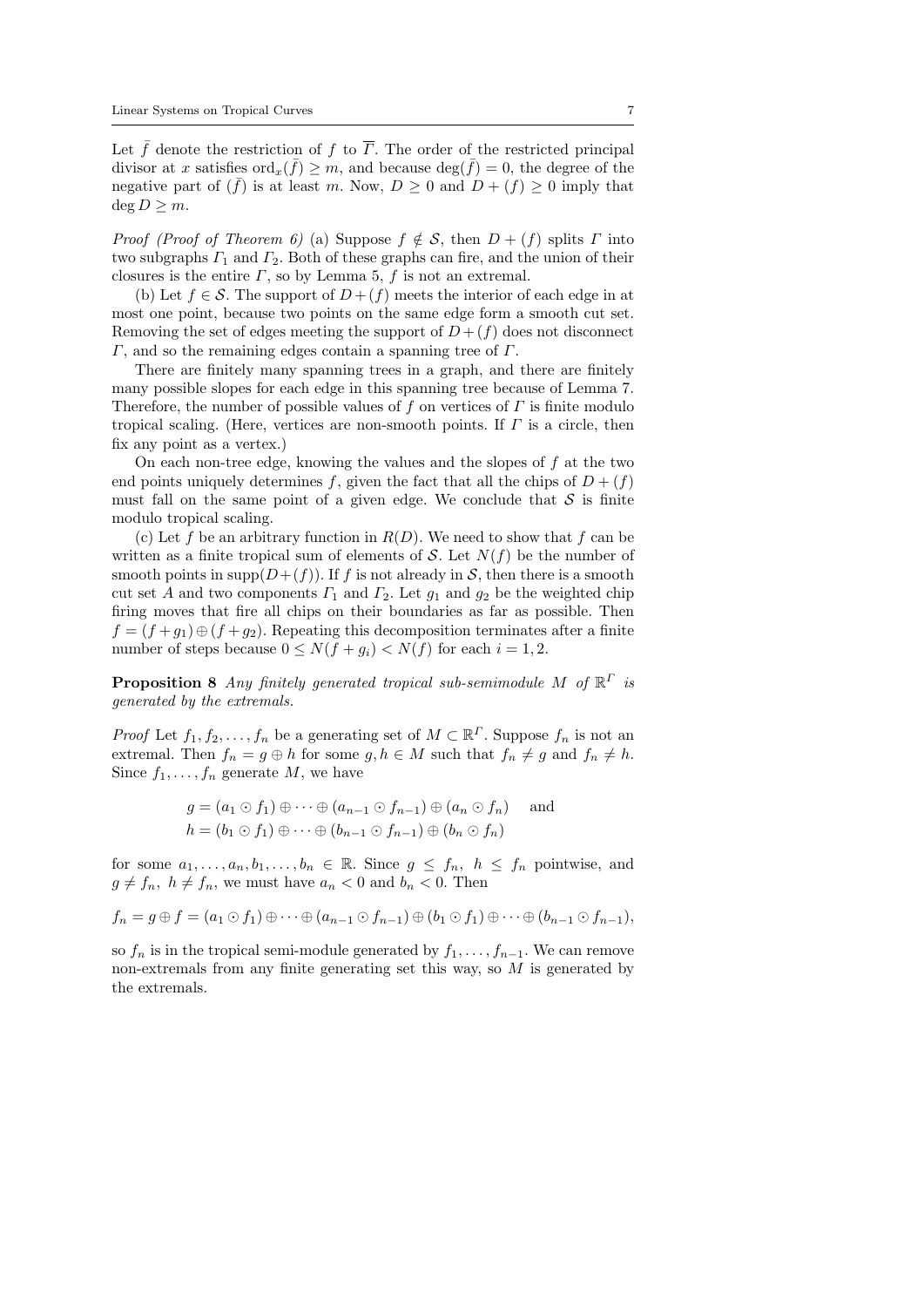Let $\bar{f}$ denote the restriction of $f$ to $\overline{\Gamma}$. The order of the restricted principal divisor at $x$ satisfies $\text{ord}_x(\bar{f}) \geq m$, and because $\deg(\bar{f}) = 0$, the degree of the negative part of $(\bar{f})$ is at least $m$. Now, $D \geq 0$ and $D + (f) \geq 0$ imply that $\deg D \geq m$.

*Proof (Proof of Theorem 6)* (a) Suppose $f \notin \mathcal{S}$, then $D + (f)$ splits $\Gamma$ into two subgraphs $\Gamma_1$ and $\Gamma_2$. Both of these graphs can fire, and the union of their closures is the entire $\Gamma$, so by Lemma 5, $f$ is not an extremal.

(b) Let $f \in \mathcal{S}$. The support of $D + (f)$ meets the interior of each edge in at most one point, because two points on the same edge form a smooth cut set. Removing the set of edges meeting the support of $D + (f)$ does not disconnect $\Gamma$, and so the remaining edges contain a spanning tree of $\Gamma$.

There are finitely many spanning trees in a graph, and there are finitely many possible slopes for each edge in this spanning tree because of Lemma 7. Therefore, the number of possible values of $f$ on vertices of $\Gamma$ is finite modulo tropical scaling. (Here, vertices are non-smooth points. If $\Gamma$ is a circle, then fix any point as a vertex.)

On each non-tree edge, knowing the values and the slopes of $f$ at the two end points uniquely determines $f$, given the fact that all the chips of $D + (f)$ must fall on the same point of a given edge. We conclude that $\mathcal{S}$ is finite modulo tropical scaling.

(c) Let $f$ be an arbitrary function in $R(D)$. We need to show that $f$ can be written as a finite tropical sum of elements of $\mathcal{S}$. Let $N(f)$ be the number of smooth points in $\text{supp}(D+(f))$. If $f$ is not already in $\mathcal{S}$, then there is a smooth cut set $A$ and two components $\Gamma_1$ and $\Gamma_2$. Let $g_1$ and $g_2$ be the weighted chip firing moves that fire all chips on their boundaries as far as possible. Then $f = (f + g_1) \oplus (f + g_2)$. Repeating this decomposition terminates after a finite number of steps because $0 \leq N(f + g_i) < N(f)$ for each $i = 1, 2$.

**Proposition 8** *Any finitely generated tropical sub-semimodule $M$ of $\mathbb{R}^\Gamma$ is generated by the extremals.*

*Proof* Let $f_1, f_2, \ldots, f_n$ be a generating set of $M \subset \mathbb{R}^\Gamma$. Suppose $f_n$ is not an extremal. Then $f_n = g \oplus h$ for some $g, h \in M$ such that $f_n \neq g$ and $f_n \neq h$. Since $f_1, \ldots, f_n$ generate $M$, we have

$$g = (a_1 \odot f_1) \oplus \cdots \oplus (a_{n-1} \odot f_{n-1}) \oplus (a_n \odot f_n) \quad \text{and}$$
$$h = (b_1 \odot f_1) \oplus \cdots \oplus (b_{n-1} \odot f_{n-1}) \oplus (b_n \odot f_n)$$

for some $a_1, \ldots, a_n, b_1, \ldots, b_n \in \mathbb{R}$. Since $g \leq f_n$, $h \leq f_n$ pointwise, and $g \neq f_n$, $h \neq f_n$, we must have $a_n < 0$ and $b_n < 0$. Then

$$f_n = g \oplus f = (a_1 \odot f_1) \oplus \cdots \oplus (a_{n-1} \odot f_{n-1}) \oplus (b_1 \odot f_1) \oplus \cdots \oplus (b_{n-1} \odot f_{n-1}),$$

so $f_n$ is in the tropical semi-module generated by $f_1, \ldots, f_{n-1}$. We can remove non-extremals from any finite generating set this way, so $M$ is generated by the extremals.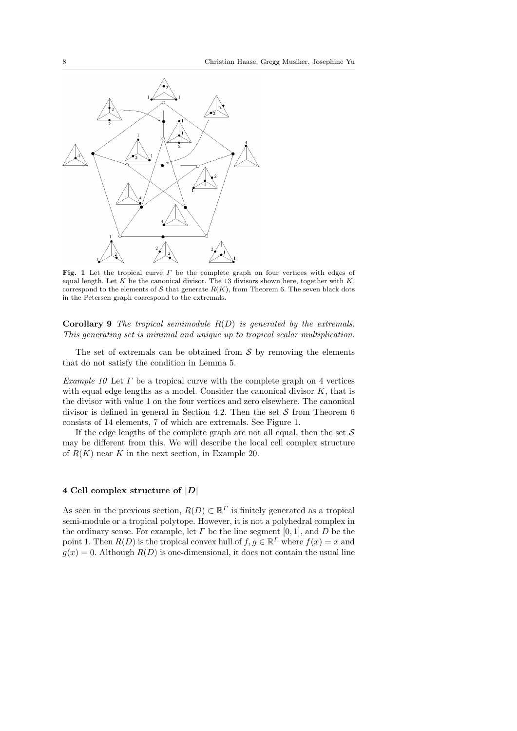**Fig. 1** Let the tropical curve $\Gamma$ be the complete graph on four vertices with edges of equal length. Let $K$ be the canonical divisor. The 13 divisors shown here, together with $K$, correspond to the elements of $\mathcal{S}$ that generate $R(K)$, from Theorem 6. The seven black dots in the Petersen graph correspond to the extremals.

**Corollary 9** *The tropical semimodule $R(D)$ is generated by the extremals. This generating set is minimal and unique up to tropical scalar multiplication.*

The set of extremals can be obtained from $\mathcal{S}$ by removing the elements that do not satisfy the condition in Lemma 5.

*Example 10* Let $\Gamma$ be a tropical curve with the complete graph on 4 vertices with equal edge lengths as a model. Consider the canonical divisor $K$, that is the divisor with value 1 on the four vertices and zero elsewhere. The canonical divisor is defined in general in Section 4.2. Then the set $\mathcal{S}$ from Theorem 6 consists of 14 elements, 7 of which are extremals. See Figure 1.

If the edge lengths of the complete graph are not all equal, then the set $\mathcal{S}$ may be different from this. We will describe the local cell complex structure of $R(K)$ near $K$ in the next section, in Example 20.

## 4 Cell complex structure of $|D|$

As seen in the previous section, $R(D) \subset \mathbb{R}^\Gamma$ is finitely generated as a tropical semi-module or a tropical polytope. However, it is not a polyhedral complex in the ordinary sense. For example, let $\Gamma$ be the line segment $[0, 1]$, and $D$ be the point 1. Then $R(D)$ is the tropical convex hull of $f, g \in \mathbb{R}^\Gamma$ where $f(x) = x$ and $g(x) = 0$. Although $R(D)$ is one-dimensional, it does not contain the usual line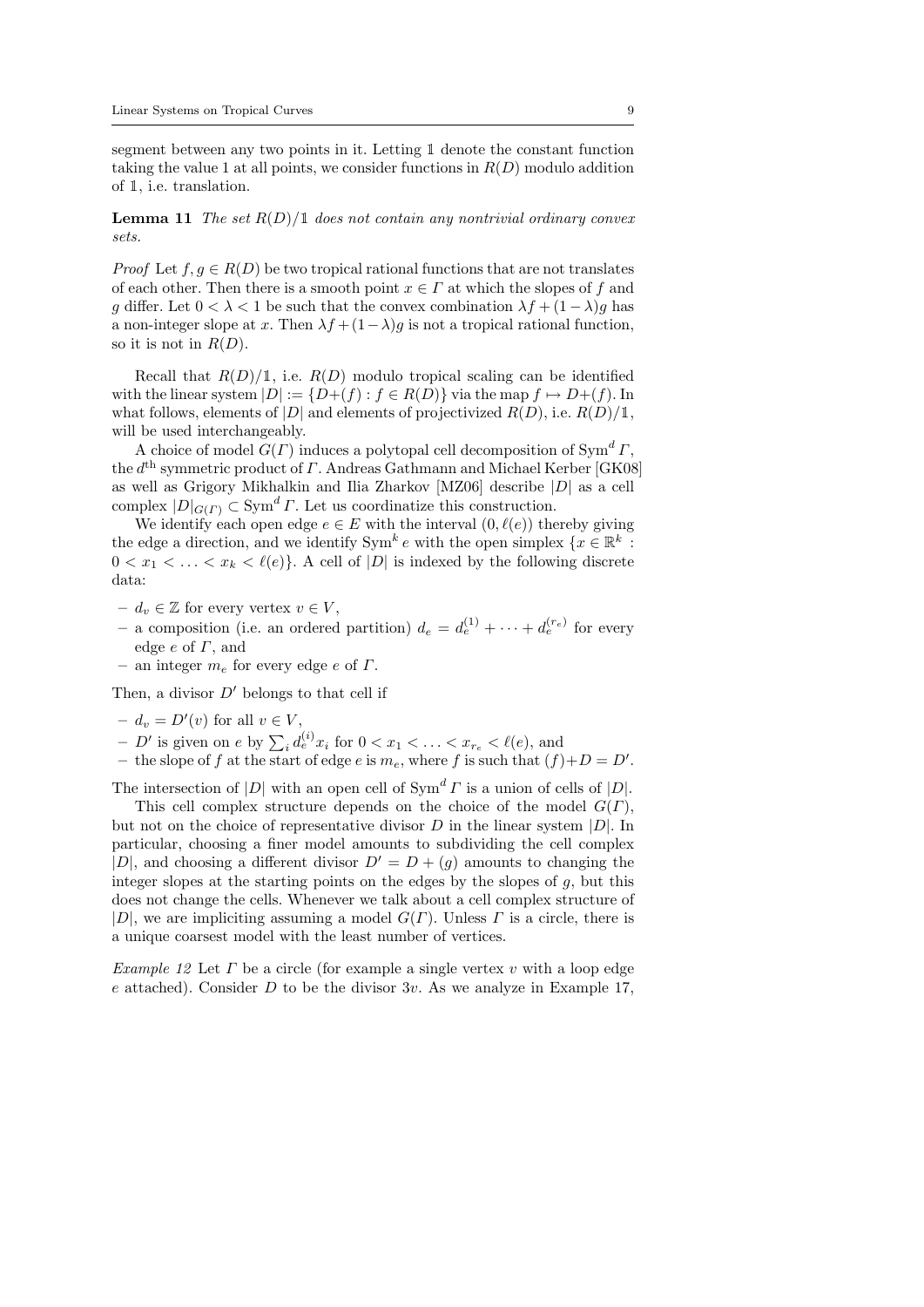segment between any two points in it. Letting $\mathbb{1}$ denote the constant function taking the value 1 at all points, we consider functions in $R(D)$ modulo addition of $\mathbb{1}$, i.e. translation.

**Lemma 11** *The set $R(D)/\mathbb{1}$ does not contain any nontrivial ordinary convex sets.*

*Proof* Let $f, g \in R(D)$ be two tropical rational functions that are not translates of each other. Then there is a smooth point $x \in \Gamma$ at which the slopes of $f$ and $g$ differ. Let $0 < \lambda < 1$ be such that the convex combination $\lambda f + (1-\lambda)g$ has a non-integer slope at $x$. Then $\lambda f + (1-\lambda)g$ is not a tropical rational function, so it is not in $R(D)$.

Recall that $R(D)/\mathbb{1}$, i.e. $R(D)$ modulo tropical scaling can be identified with the linear system $|D| := \{D+(f) : f \in R(D)\}$ via the map $f \mapsto D+(f)$. In what follows, elements of $|D|$ and elements of projectivized $R(D)$, i.e. $R(D)/\mathbb{1}$, will be used interchangeably.

A choice of model $G(\Gamma)$ induces a polytopal cell decomposition of $\mathrm{Sym}^d \Gamma$, the $d^{\text{th}}$ symmetric product of $\Gamma$. Andreas Gathmann and Michael Kerber [GK08] as well as Grigory Mikhalkin and Ilia Zharkov [MZ06] describe $|D|$ as a cell complex $|D|_{G(\Gamma)} \subset \mathrm{Sym}^d \Gamma$. Let us coordinatize this construction.

We identify each open edge $e \in E$ with the interval $(0, \ell(e))$ thereby giving the edge a direction, and we identify $\mathrm{Sym}^k e$ with the open simplex $\{x \in \mathbb{R}^k : 0 < x_1 < \ldots < x_k < \ell(e)\}$. A cell of $|D|$ is indexed by the following discrete data:

- $d_v \in \mathbb{Z}$ for every vertex $v \in V$,
- a composition (i.e. an ordered partition) $d_e = d_e^{(1)} + \cdots + d_e^{(r_e)}$ for every edge $e$ of $\Gamma$, and
- an integer $m_e$ for every edge $e$ of $\Gamma$.

Then, a divisor $D'$ belongs to that cell if

- $d_v = D'(v)$ for all $v \in V$,
- $D'$ is given on $e$ by $\sum_i d_e^{(i)} x_i$ for $0 < x_1 < \ldots < x_{r_e} < \ell(e)$, and
- the slope of $f$ at the start of edge $e$ is $m_e$, where $f$ is such that $(f)+D = D'$.

The intersection of $|D|$ with an open cell of $\mathrm{Sym}^d \Gamma$ is a union of cells of $|D|$.

This cell complex structure depends on the choice of the model $G(\Gamma)$, but not on the choice of representative divisor $D$ in the linear system $|D|$. In particular, choosing a finer model amounts to subdividing the cell complex $|D|$, and choosing a different divisor $D' = D + (g)$ amounts to changing the integer slopes at the starting points on the edges by the slopes of $g$, but this does not change the cells. Whenever we talk about a cell complex structure of $|D|$, we are impliciting assuming a model $G(\Gamma)$. Unless $\Gamma$ is a circle, there is a unique coarsest model with the least number of vertices.

*Example 12* Let $\Gamma$ be a circle (for example a single vertex $v$ with a loop edge $e$ attached). Consider $D$ to be the divisor $3v$. As we analyze in Example 17,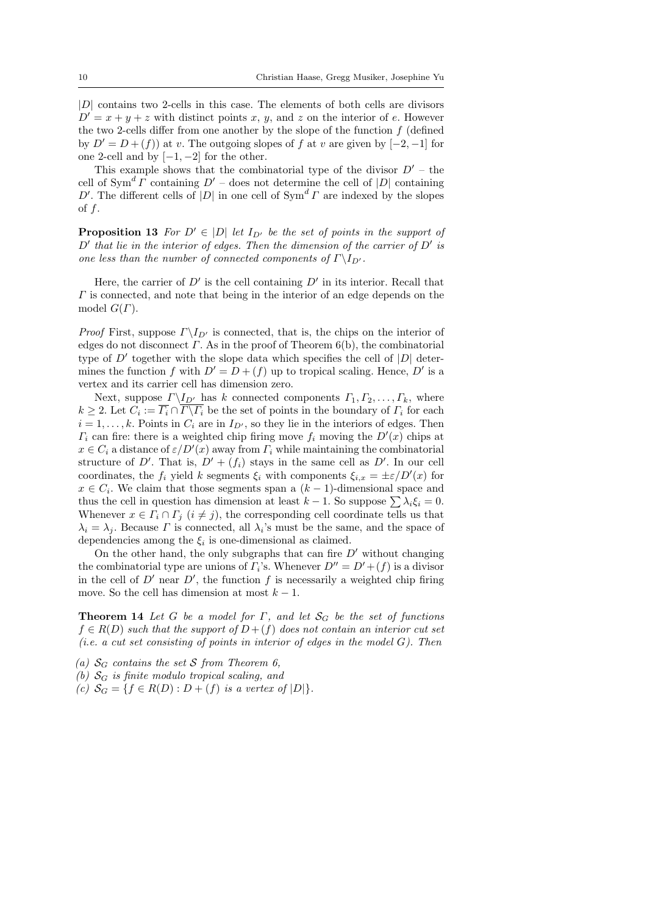$|D|$ contains two 2-cells in this case. The elements of both cells are divisors $D' = x + y + z$ with distinct points $x$, $y$, and $z$ on the interior of $e$. However the two 2-cells differ from one another by the slope of the function $f$ (defined by $D' = D + (f)$) at $v$. The outgoing slopes of $f$ at $v$ are given by $[-2, -1]$ for one 2-cell and by $[-1, -2]$ for the other.

This example shows that the combinatorial type of the divisor $D'$ – the cell of $\mathrm{Sym}^d \Gamma$ containing $D'$ – does not determine the cell of $|D|$ containing $D'$. The different cells of $|D|$ in one cell of $\mathrm{Sym}^d \Gamma$ are indexed by the slopes of $f$.

**Proposition 13** *For $D' \in |D|$ let $I_{D'}$ be the set of points in the support of $D'$ that lie in the interior of edges. Then the dimension of the carrier of $D'$ is one less than the number of connected components of $\Gamma \backslash I_{D'}$.*

Here, the carrier of $D'$ is the cell containing $D'$ in its interior. Recall that $\Gamma$ is connected, and note that being in the interior of an edge depends on the model $G(\Gamma)$.

*Proof* First, suppose $\Gamma \backslash I_{D'}$ is connected, that is, the chips on the interior of edges do not disconnect $\Gamma$. As in the proof of Theorem 6(b), the combinatorial type of $D'$ together with the slope data which specifies the cell of $|D|$ determines the function $f$ with $D' = D + (f)$ up to tropical scaling. Hence, $D'$ is a vertex and its carrier cell has dimension zero.

Next, suppose $\Gamma \backslash I_{D'}$ has $k$ connected components $\Gamma_1, \Gamma_2, \ldots, \Gamma_k$, where $k \geq 2$. Let $C_i := \overline{\Gamma_i} \cap \overline{\Gamma \backslash \Gamma_i}$ be the set of points in the boundary of $\Gamma_i$ for each $i = 1, \ldots, k$. Points in $C_i$ are in $I_{D'}$, so they lie in the interiors of edges. Then $\Gamma_i$ can fire: there is a weighted chip firing move $f_i$ moving the $D'(x)$ chips at $x \in C_i$ a distance of $\varepsilon / D'(x)$ away from $\Gamma_i$ while maintaining the combinatorial structure of $D'$. That is, $D' + (f_i)$ stays in the same cell as $D'$. In our cell coordinates, the $f_i$ yield $k$ segments $\xi_i$ with components $\xi_{i,x} = \pm\varepsilon / D'(x)$ for $x \in C_i$. We claim that those segments span a $(k-1)$-dimensional space and thus the cell in question has dimension at least $k - 1$. So suppose $\sum \lambda_i \xi_i = 0$. Whenever $x \in \Gamma_i \cap \Gamma_j$ $(i \neq j)$, the corresponding cell coordinate tells us that $\lambda_i = \lambda_j$. Because $\Gamma$ is connected, all $\lambda_i$'s must be the same, and the space of dependencies among the $\xi_i$ is one-dimensional as claimed.

On the other hand, the only subgraphs that can fire $D'$ without changing the combinatorial type are unions of $\Gamma_i$'s. Whenever $D'' = D' + (f)$ is a divisor in the cell of $D'$ near $D'$, the function $f$ is necessarily a weighted chip firing move. So the cell has dimension at most $k - 1$.

**Theorem 14** *Let $G$ be a model for $\Gamma$, and let $\mathcal{S}_G$ be the set of functions $f \in R(D)$ such that the support of $D + (f)$ does not contain an interior cut set (i.e. a cut set consisting of points in interior of edges in the model $G$). Then*

*(a) $\mathcal{S}_G$ contains the set $\mathcal{S}$ from Theorem 6,*
*(b) $\mathcal{S}_G$ is finite modulo tropical scaling, and*
*(c) $\mathcal{S}_G = \{f \in R(D) : D + (f)$ is a vertex of $|D|\}$.*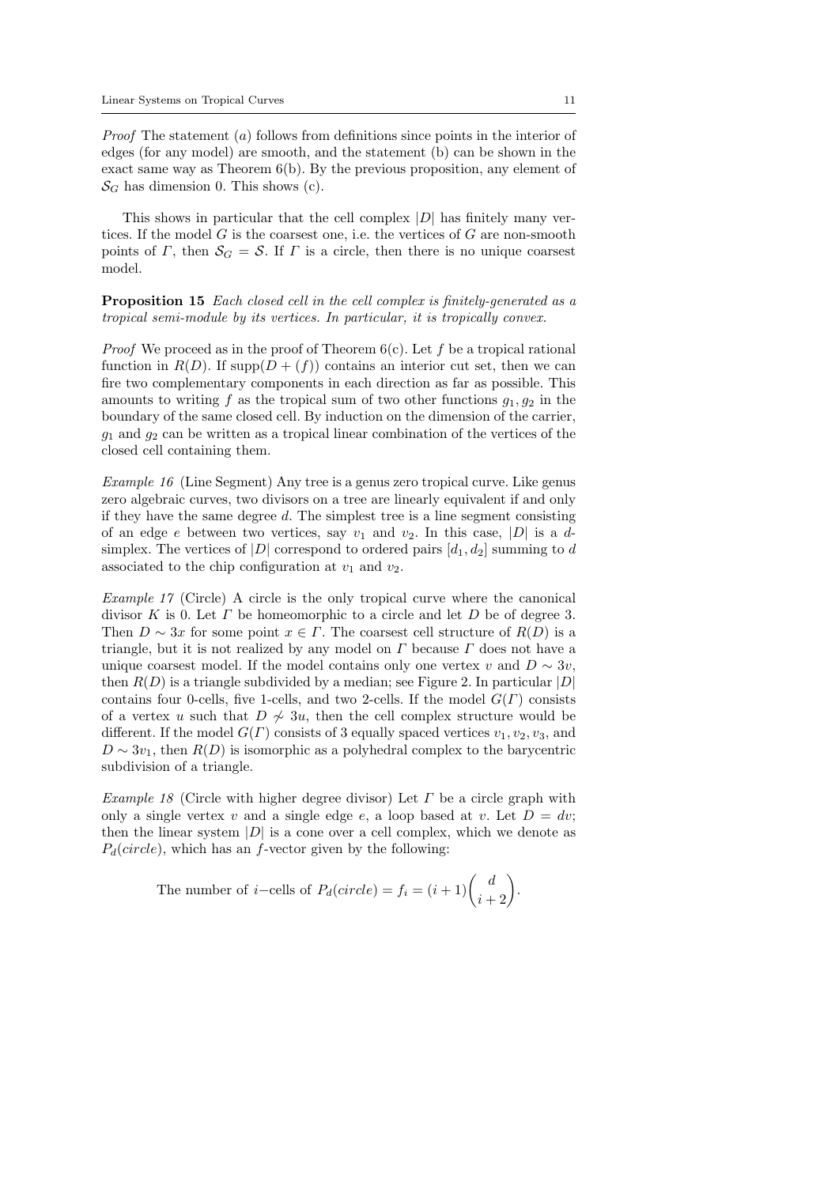*Proof* The statement $(a)$ follows from definitions since points in the interior of edges (for any model) are smooth, and the statement (b) can be shown in the exact same way as Theorem 6(b). By the previous proposition, any element of $\mathcal{S}_G$ has dimension 0. This shows (c).

This shows in particular that the cell complex $|D|$ has finitely many vertices. If the model $G$ is the coarsest one, i.e. the vertices of $G$ are non-smooth points of $\Gamma$, then $\mathcal{S}_G = \mathcal{S}$. If $\Gamma$ is a circle, then there is no unique coarsest model.

**Proposition 15** *Each closed cell in the cell complex is finitely-generated as a tropical semi-module by its vertices. In particular, it is tropically convex.*

*Proof* We proceed as in the proof of Theorem 6(c). Let $f$ be a tropical rational function in $R(D)$. If $\mathrm{supp}(D + (f))$ contains an interior cut set, then we can fire two complementary components in each direction as far as possible. This amounts to writing $f$ as the tropical sum of two other functions $g_1, g_2$ in the boundary of the same closed cell. By induction on the dimension of the carrier, $g_1$ and $g_2$ can be written as a tropical linear combination of the vertices of the closed cell containing them.

*Example 16* (Line Segment) Any tree is a genus zero tropical curve. Like genus zero algebraic curves, two divisors on a tree are linearly equivalent if and only if they have the same degree $d$. The simplest tree is a line segment consisting of an edge $e$ between two vertices, say $v_1$ and $v_2$. In this case, $|D|$ is a $d$-simplex. The vertices of $|D|$ correspond to ordered pairs $[d_1, d_2]$ summing to $d$ associated to the chip configuration at $v_1$ and $v_2$.

*Example 17* (Circle) A circle is the only tropical curve where the canonical divisor $K$ is 0. Let $\Gamma$ be homeomorphic to a circle and let $D$ be of degree 3. Then $D \sim 3x$ for some point $x \in \Gamma$. The coarsest cell structure of $R(D)$ is a triangle, but it is not realized by any model on $\Gamma$ because $\Gamma$ does not have a unique coarsest model. If the model contains only one vertex $v$ and $D \sim 3v$, then $R(D)$ is a triangle subdivided by a median; see Figure 2. In particular $|D|$ contains four 0-cells, five 1-cells, and two 2-cells. If the model $G(\Gamma)$ consists of a vertex $u$ such that $D \not\sim 3u$, then the cell complex structure would be different. If the model $G(\Gamma)$ consists of 3 equally spaced vertices $v_1, v_2, v_3$, and $D \sim 3v_1$, then $R(D)$ is isomorphic as a polyhedral complex to the barycentric subdivision of a triangle.

*Example 18* (Circle with higher degree divisor) Let $\Gamma$ be a circle graph with only a single vertex $v$ and a single edge $e$, a loop based at $v$. Let $D = dv$; then the linear system $|D|$ is a cone over a cell complex, which we denote as $P_d(circle)$, which has an $f$-vector given by the following:

$$\text{The number of } i\text{−cells of } P_d(circle) = f_i = (i+1)\binom{d}{i+2}.$$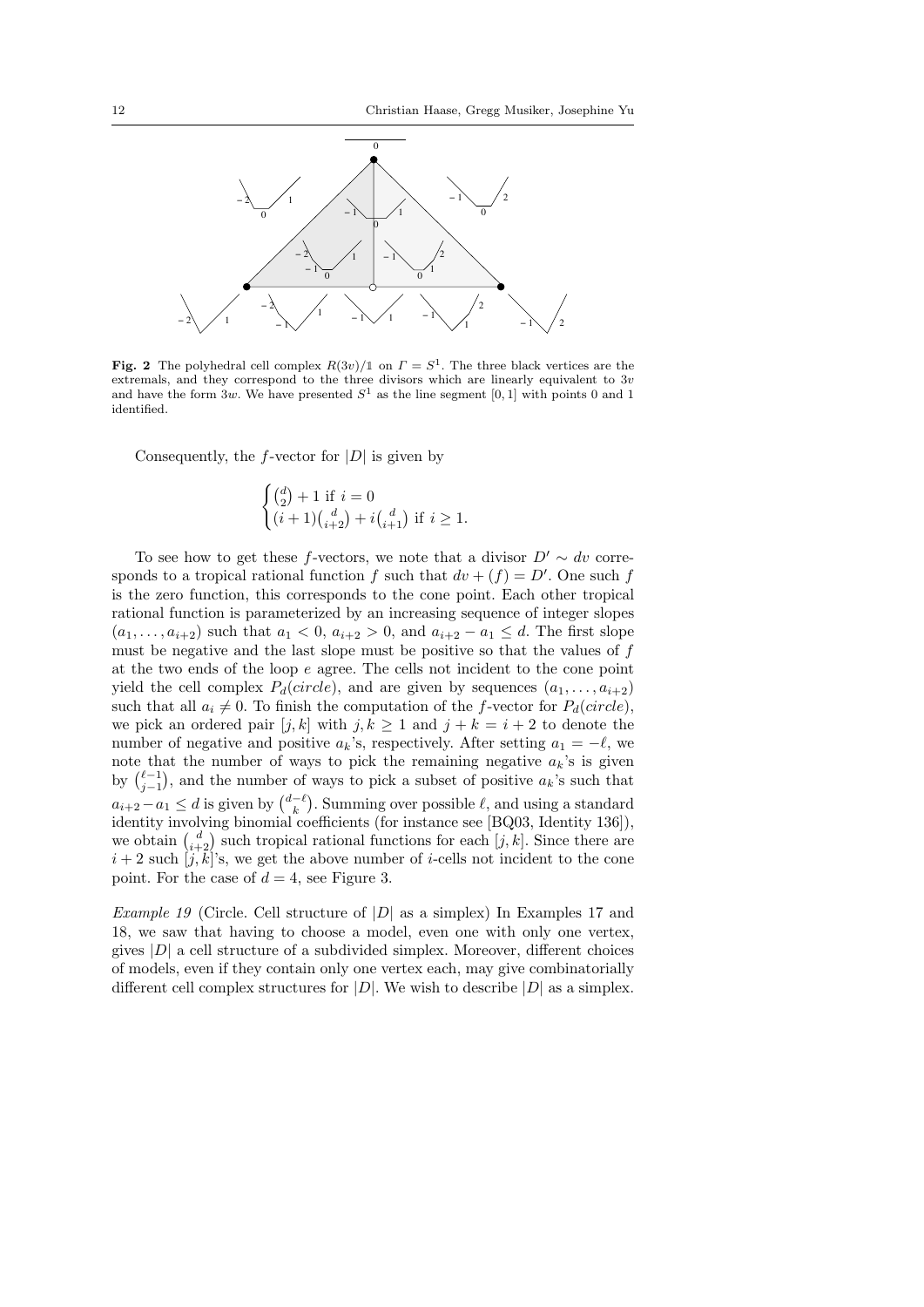**Fig. 2** The polyhedral cell complex $R(3v)/\mathbb{1}$ on $\Gamma = S^1$. The three black vertices are the extremals, and they correspond to the three divisors which are linearly equivalent to $3v$ and have the form $3w$. We have presented $S^1$ as the line segment $[0,1]$ with points 0 and 1 identified.

Consequently, the $f$-vector for $|D|$ is given by

$$\begin{cases} \binom{d}{2} + 1 \text{ if } i = 0 \\ (i+1)\binom{d}{i+2} + i\binom{d}{i+1} \text{ if } i \geq 1. \end{cases}$$

To see how to get these $f$-vectors, we note that a divisor $D' \sim dv$ corresponds to a tropical rational function $f$ such that $dv + (f) = D'$. One such $f$ is the zero function, this corresponds to the cone point. Each other tropical rational function is parameterized by an increasing sequence of integer slopes $(a_1, \ldots, a_{i+2})$ such that $a_1 < 0$, $a_{i+2} > 0$, and $a_{i+2} - a_1 \leq d$. The first slope must be negative and the last slope must be positive so that the values of $f$ at the two ends of the loop $e$ agree. The cells not incident to the cone point yield the cell complex $P_d(circle)$, and are given by sequences $(a_1, \ldots, a_{i+2})$ such that all $a_i \neq 0$. To finish the computation of the $f$-vector for $P_d(circle)$, we pick an ordered pair $[j,k]$ with $j,k \geq 1$ and $j + k = i + 2$ to denote the number of negative and positive $a_k$'s, respectively. After setting $a_1 = -\ell$, we note that the number of ways to pick the remaining negative $a_k$'s is given by $\binom{\ell-1}{j-1}$, and the number of ways to pick a subset of positive $a_k$'s such that $a_{i+2} - a_1 \leq d$ is given by $\binom{d-\ell}{k}$. Summing over possible $\ell$, and using a standard identity involving binomial coefficients (for instance see [BQ03, Identity 136]), we obtain $\binom{d}{i+2}$ such tropical rational functions for each $[j,k]$. Since there are $i+2$ such $[j,k]$'s, we get the above number of $i$-cells not incident to the cone point. For the case of $d = 4$, see Figure 3.

*Example 19* (Circle. Cell structure of $|D|$ as a simplex) In Examples 17 and 18, we saw that having to choose a model, even one with only one vertex, gives $|D|$ a cell structure of a subdivided simplex. Moreover, different choices of models, even if they contain only one vertex each, may give combinatorially different cell complex structures for $|D|$. We wish to describe $|D|$ as a simplex.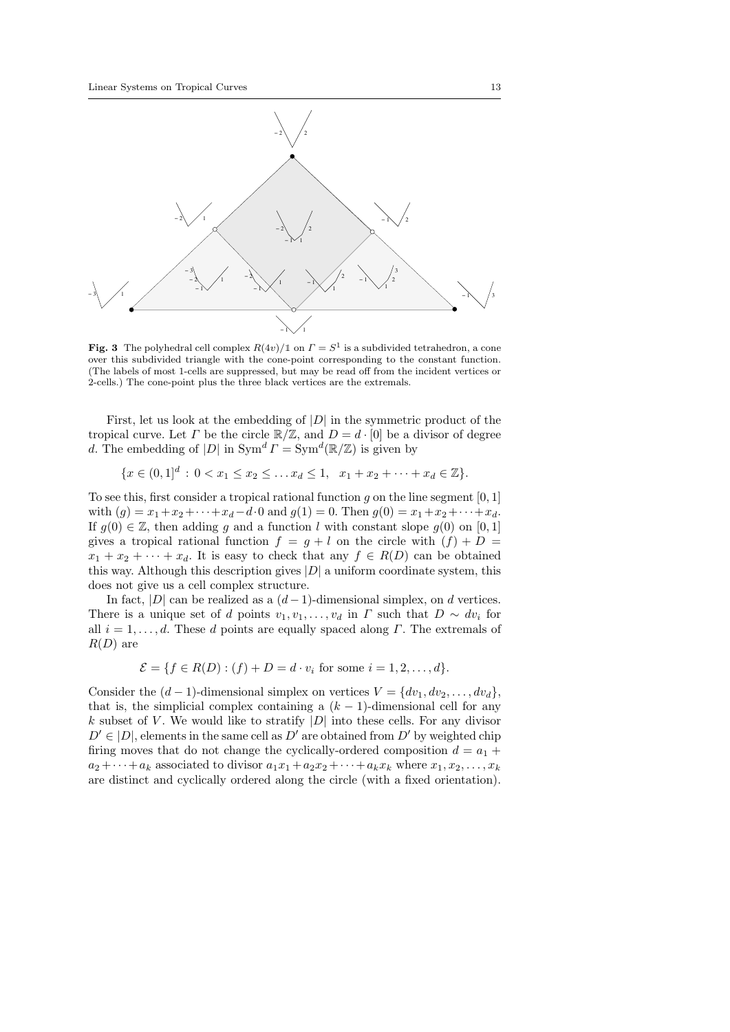**Fig. 3** The polyhedral cell complex $R(4v)/\mathbb{1}$ on $\Gamma = S^1$ is a subdivided tetrahedron, a cone over this subdivided triangle with the cone-point corresponding to the constant function. (The labels of most 1-cells are suppressed, but may be read off from the incident vertices or 2-cells.) The cone-point plus the three black vertices are the extremals.

First, let us look at the embedding of $|D|$ in the symmetric product of the tropical curve. Let $\Gamma$ be the circle $\mathbb{R}/\mathbb{Z}$, and $D = d \cdot [0]$ be a divisor of degree $d$. The embedding of $|D|$ in $\mathrm{Sym}^d \Gamma = \mathrm{Sym}^d(\mathbb{R}/\mathbb{Z})$ is given by

$$\{x \in (0,1]^d : 0 < x_1 \leq x_2 \leq \ldots x_d \leq 1, \ \ x_1 + x_2 + \cdots + x_d \in \mathbb{Z}\}.$$

To see this, first consider a tropical rational function $g$ on the line segment $[0,1]$ with $(g) = x_1 + x_2 + \cdots + x_d - d \cdot 0$ and $g(1) = 0$. Then $g(0) = x_1 + x_2 + \cdots + x_d$. If $g(0) \in \mathbb{Z}$, then adding $g$ and a function $l$ with constant slope $g(0)$ on $[0,1]$ gives a tropical rational function $f = g + l$ on the circle with $(f) + D = x_1 + x_2 + \cdots + x_d$. It is easy to check that any $f \in R(D)$ can be obtained this way. Although this description gives $|D|$ a uniform coordinate system, this does not give us a cell complex structure.

In fact, $|D|$ can be realized as a $(d-1)$-dimensional simplex, on $d$ vertices. There is a unique set of $d$ points $v_1, v_1, \ldots, v_d$ in $\Gamma$ such that $D \sim dv_i$ for all $i = 1, \ldots, d$. These $d$ points are equally spaced along $\Gamma$. The extremals of $R(D)$ are

$$\mathcal{E} = \{f \in R(D) : (f) + D = d \cdot v_i \text{ for some } i = 1, 2, \ldots, d\}.$$

Consider the $(d-1)$-dimensional simplex on vertices $V = \{dv_1, dv_2, \ldots, dv_d\}$, that is, the simplicial complex containing a $(k-1)$-dimensional cell for any $k$ subset of $V$. We would like to stratify $|D|$ into these cells. For any divisor $D' \in |D|$, elements in the same cell as $D'$ are obtained from $D'$ by weighted chip firing moves that do not change the cyclically-ordered composition $d = a_1 + a_2 + \cdots + a_k$ associated to divisor $a_1 x_1 + a_2 x_2 + \cdots + a_k x_k$ where $x_1, x_2, \ldots, x_k$ are distinct and cyclically ordered along the circle (with a fixed orientation).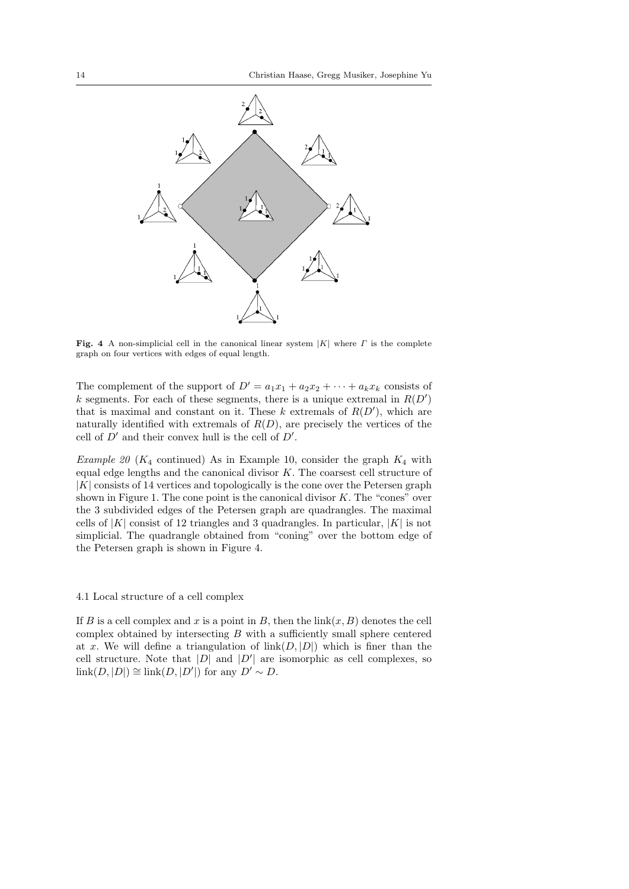**Fig. 4** A non-simplicial cell in the canonical linear system $|K|$ where $\Gamma$ is the complete graph on four vertices with edges of equal length.

The complement of the support of $D' = a_1x_1 + a_2x_2 + \cdots + a_kx_k$ consists of $k$ segments. For each of these segments, there is a unique extremal in $R(D')$ that is maximal and constant on it. These $k$ extremals of $R(D')$, which are naturally identified with extremals of $R(D)$, are precisely the vertices of the cell of $D'$ and their convex hull is the cell of $D'$.

*Example 20* ($K_4$ continued) As in Example 10, consider the graph $K_4$ with equal edge lengths and the canonical divisor $K$. The coarsest cell structure of $|K|$ consists of 14 vertices and topologically is the cone over the Petersen graph shown in Figure 1. The cone point is the canonical divisor $K$. The "cones" over the 3 subdivided edges of the Petersen graph are quadrangles. The maximal cells of $|K|$ consist of 12 triangles and 3 quadrangles. In particular, $|K|$ is not simplicial. The quadrangle obtained from "coning" over the bottom edge of the Petersen graph is shown in Figure 4.

## 4.1 Local structure of a cell complex

If $B$ is a cell complex and $x$ is a point in $B$, then the $\text{link}(x, B)$ denotes the cell complex obtained by intersecting $B$ with a sufficiently small sphere centered at $x$. We will define a triangulation of $\text{link}(D, |D|)$ which is finer than the cell structure. Note that $|D|$ and $|D'|$ are isomorphic as cell complexes, so $\text{link}(D, |D|) \cong \text{link}(D, |D'|)$ for any $D' \sim D$.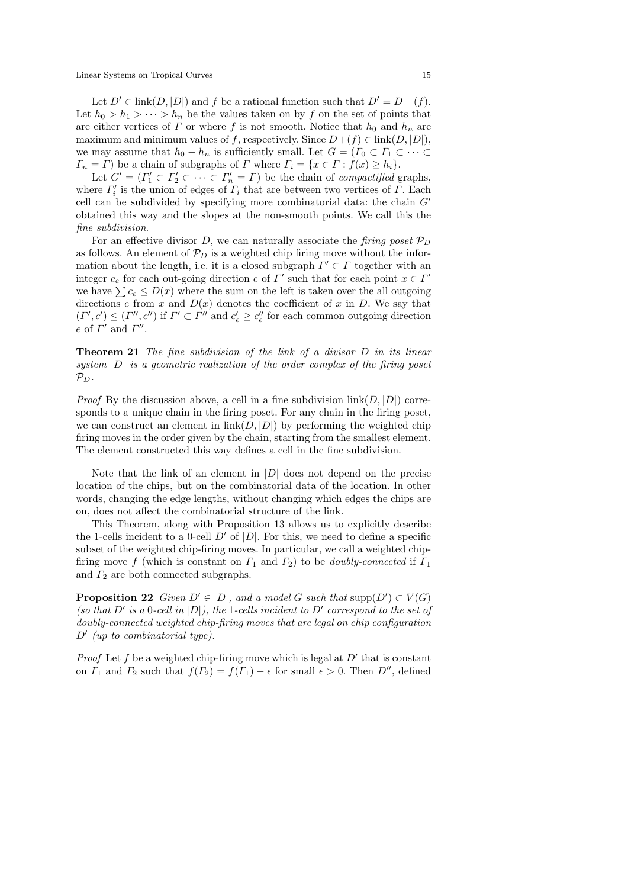Let $D' \in \text{link}(D, |D|)$ and $f$ be a rational function such that $D' = D + (f)$. Let $h_0 > h_1 > \cdots > h_n$ be the values taken on by $f$ on the set of points that are either vertices of $\Gamma$ or where $f$ is not smooth. Notice that $h_0$ and $h_n$ are maximum and minimum values of $f$, respectively. Since $D+(f) \in \text{link}(D, |D|)$, we may assume that $h_0 - h_n$ is sufficiently small. Let $G = (\Gamma_0 \subset \Gamma_1 \subset \cdots \subset \Gamma_n = \Gamma)$ be a chain of subgraphs of $\Gamma$ where $\Gamma_i = \{x \in \Gamma : f(x) \geq h_i\}$.

Let $G' = (\Gamma'_1 \subset \Gamma'_2 \subset \cdots \subset \Gamma'_n = \Gamma)$ be the chain of *compactified* graphs, where $\Gamma'_i$ is the union of edges of $\Gamma_i$ that are between two vertices of $\Gamma$. Each cell can be subdivided by specifying more combinatorial data: the chain $G'$ obtained this way and the slopes at the non-smooth points. We call this the *fine subdivision*.

For an effective divisor $D$, we can naturally associate the *firing poset* $\mathcal{P}_D$ as follows. An element of $\mathcal{P}_D$ is a weighted chip firing move without the information about the length, i.e. it is a closed subgraph $\Gamma' \subset \Gamma$ together with an integer $c_e$ for each out-going direction $e$ of $\Gamma'$ such that for each point $x \in \Gamma'$ we have $\sum c_e \leq D(x)$ where the sum on the left is taken over the all outgoing directions $e$ from $x$ and $D(x)$ denotes the coefficient of $x$ in $D$. We say that $(\Gamma', c') \leq (\Gamma'', c'')$ if $\Gamma' \subset \Gamma''$ and $c'_e \geq c''_e$ for each common outgoing direction $e$ of $\Gamma'$ and $\Gamma''$.

**Theorem 21** *The fine subdivision of the link of a divisor $D$ in its linear system $|D|$ is a geometric realization of the order complex of the firing poset $\mathcal{P}_D$.*

*Proof* By the discussion above, a cell in a fine subdivision $\text{link}(D, |D|)$ corresponds to a unique chain in the firing poset. For any chain in the firing poset, we can construct an element in $\text{link}(D, |D|)$ by performing the weighted chip firing moves in the order given by the chain, starting from the smallest element. The element constructed this way defines a cell in the fine subdivision.

Note that the link of an element in $|D|$ does not depend on the precise location of the chips, but on the combinatorial data of the location. In other words, changing the edge lengths, without changing which edges the chips are on, does not affect the combinatorial structure of the link.

This Theorem, along with Proposition 13 allows us to explicitly describe the 1-cells incident to a 0-cell $D'$ of $|D|$. For this, we need to define a specific subset of the weighted chip-firing moves. In particular, we call a weighted chip-firing move $f$ (which is constant on $\Gamma_1$ and $\Gamma_2$) to be *doubly-connected* if $\Gamma_1$ and $\Gamma_2$ are both connected subgraphs.

**Proposition 22** *Given $D' \in |D|$, and a model $G$ such that $\text{supp}(D') \subset V(G)$ (so that $D'$ is a 0-cell in $|D|$), the 1-cells incident to $D'$ correspond to the set of doubly-connected weighted chip-firing moves that are legal on chip configuration $D'$ (up to combinatorial type).*

*Proof* Let $f$ be a weighted chip-firing move which is legal at $D'$ that is constant on $\Gamma_1$ and $\Gamma_2$ such that $f(\Gamma_2) = f(\Gamma_1) - \epsilon$ for small $\epsilon > 0$. Then $D''$, defined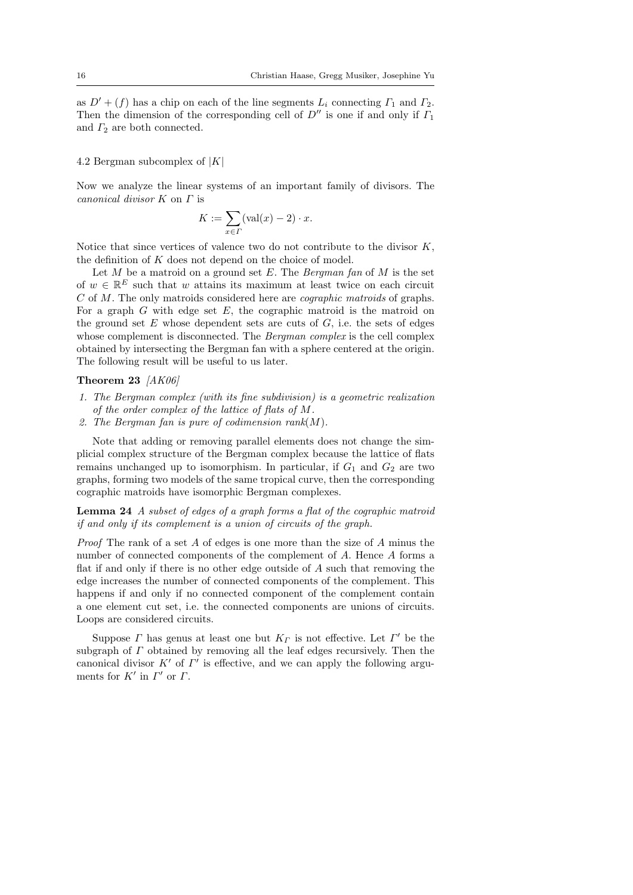as $D' + (f)$ has a chip on each of the line segments $L_i$ connecting $\Gamma_1$ and $\Gamma_2$. Then the dimension of the corresponding cell of $D''$ is one if and only if $\Gamma_1$ and $\Gamma_2$ are both connected.

### 4.2 Bergman subcomplex of $|K|$

Now we analyze the linear systems of an important family of divisors. The *canonical divisor* $K$ on $\Gamma$ is

$$K := \sum_{x \in \Gamma} (\mathrm{val}(x) - 2) \cdot x.$$

Notice that since vertices of valence two do not contribute to the divisor $K$, the definition of $K$ does not depend on the choice of model.

Let $M$ be a matroid on a ground set $E$. The *Bergman fan* of $M$ is the set of $w \in \mathbb{R}^E$ such that $w$ attains its maximum at least twice on each circuit $C$ of $M$. The only matroids considered here are *cographic matroids* of graphs. For a graph $G$ with edge set $E$, the cographic matroid is the matroid on the ground set $E$ whose dependent sets are cuts of $G$, i.e. the sets of edges whose complement is disconnected. The *Bergman complex* is the cell complex obtained by intersecting the Bergman fan with a sphere centered at the origin. The following result will be useful to us later.

**Theorem 23** *[AK06]*

1. *The Bergman complex (with its fine subdivision) is a geometric realization of the order complex of the lattice of flats of $M$.*
2. *The Bergman fan is pure of codimension rank$(M)$.*

Note that adding or removing parallel elements does not change the simplicial complex structure of the Bergman complex because the lattice of flats remains unchanged up to isomorphism. In particular, if $G_1$ and $G_2$ are two graphs, forming two models of the same tropical curve, then the corresponding cographic matroids have isomorphic Bergman complexes.

**Lemma 24** *A subset of edges of a graph forms a flat of the cographic matroid if and only if its complement is a union of circuits of the graph.*

*Proof* The rank of a set $A$ of edges is one more than the size of $A$ minus the number of connected components of the complement of $A$. Hence $A$ forms a flat if and only if there is no other edge outside of $A$ such that removing the edge increases the number of connected components of the complement. This happens if and only if no connected component of the complement contain a one element cut set, i.e. the connected components are unions of circuits. Loops are considered circuits.

Suppose $\Gamma$ has genus at least one but $K_\Gamma$ is not effective. Let $\Gamma'$ be the subgraph of $\Gamma$ obtained by removing all the leaf edges recursively. Then the canonical divisor $K'$ of $\Gamma'$ is effective, and we can apply the following arguments for $K'$ in $\Gamma'$ or $\Gamma$.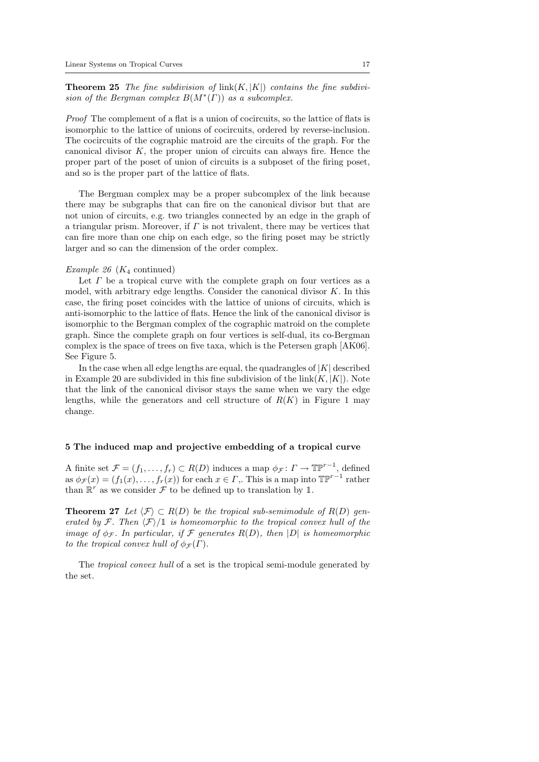**Theorem 25** *The fine subdivision of* $\text{link}(K, |K|)$ *contains the fine subdivision of the Bergman complex* $B(M^*(\Gamma))$ *as a subcomplex.*

*Proof* The complement of a flat is a union of cocircuits, so the lattice of flats is isomorphic to the lattice of unions of cocircuits, ordered by reverse-inclusion. The cocircuits of the cographic matroid are the circuits of the graph. For the canonical divisor $K$, the proper union of circuits can always fire. Hence the proper part of the poset of union of circuits is a subposet of the firing poset, and so is the proper part of the lattice of flats.

The Bergman complex may be a proper subcomplex of the link because there may be subgraphs that can fire on the canonical divisor but that are not union of circuits, e.g. two triangles connected by an edge in the graph of a triangular prism. Moreover, if $\Gamma$ is not trivalent, there may be vertices that can fire more than one chip on each edge, so the firing poset may be strictly larger and so can the dimension of the order complex.

*Example 26* ($K_4$ continued)

Let $\Gamma$ be a tropical curve with the complete graph on four vertices as a model, with arbitrary edge lengths. Consider the canonical divisor $K$. In this case, the firing poset coincides with the lattice of unions of circuits, which is anti-isomorphic to the lattice of flats. Hence the link of the canonical divisor is isomorphic to the Bergman complex of the cographic matroid on the complete graph. Since the complete graph on four vertices is self-dual, its co-Bergman complex is the space of trees on five taxa, which is the Petersen graph [AK06]. See Figure 5.

In the case when all edge lengths are equal, the quadrangles of $|K|$ described in Example 20 are subdivided in this fine subdivision of the $\text{link}(K, |K|)$. Note that the link of the canonical divisor stays the same when we vary the edge lengths, while the generators and cell structure of $R(K)$ in Figure 1 may change.

## 5 The induced map and projective embedding of a tropical curve

A finite set $\mathcal{F} = (f_1, \ldots, f_r) \subset R(D)$ induces a map $\phi_{\mathcal{F}} \colon \Gamma \to \mathbb{TP}^{r-1}$, defined as $\phi_{\mathcal{F}}(x) = (f_1(x), \ldots, f_r(x))$ for each $x \in \Gamma$,. This is a map into $\mathbb{TP}^{r-1}$ rather than $\mathbb{R}^r$ as we consider $\mathcal{F}$ to be defined up to translation by $\mathbb{1}$.

**Theorem 27** *Let* $\langle \mathcal{F} \rangle \subset R(D)$ *be the tropical sub-semimodule of* $R(D)$ *generated by* $\mathcal{F}$*. Then* $\langle \mathcal{F} \rangle / \mathbb{1}$ *is homeomorphic to the tropical convex hull of the image of* $\phi_{\mathcal{F}}$*. In particular, if* $\mathcal{F}$ *generates* $R(D)$*, then* $|D|$ *is homeomorphic to the tropical convex hull of* $\phi_{\mathcal{F}}(\Gamma)$*.*

The *tropical convex hull* of a set is the tropical semi-module generated by the set.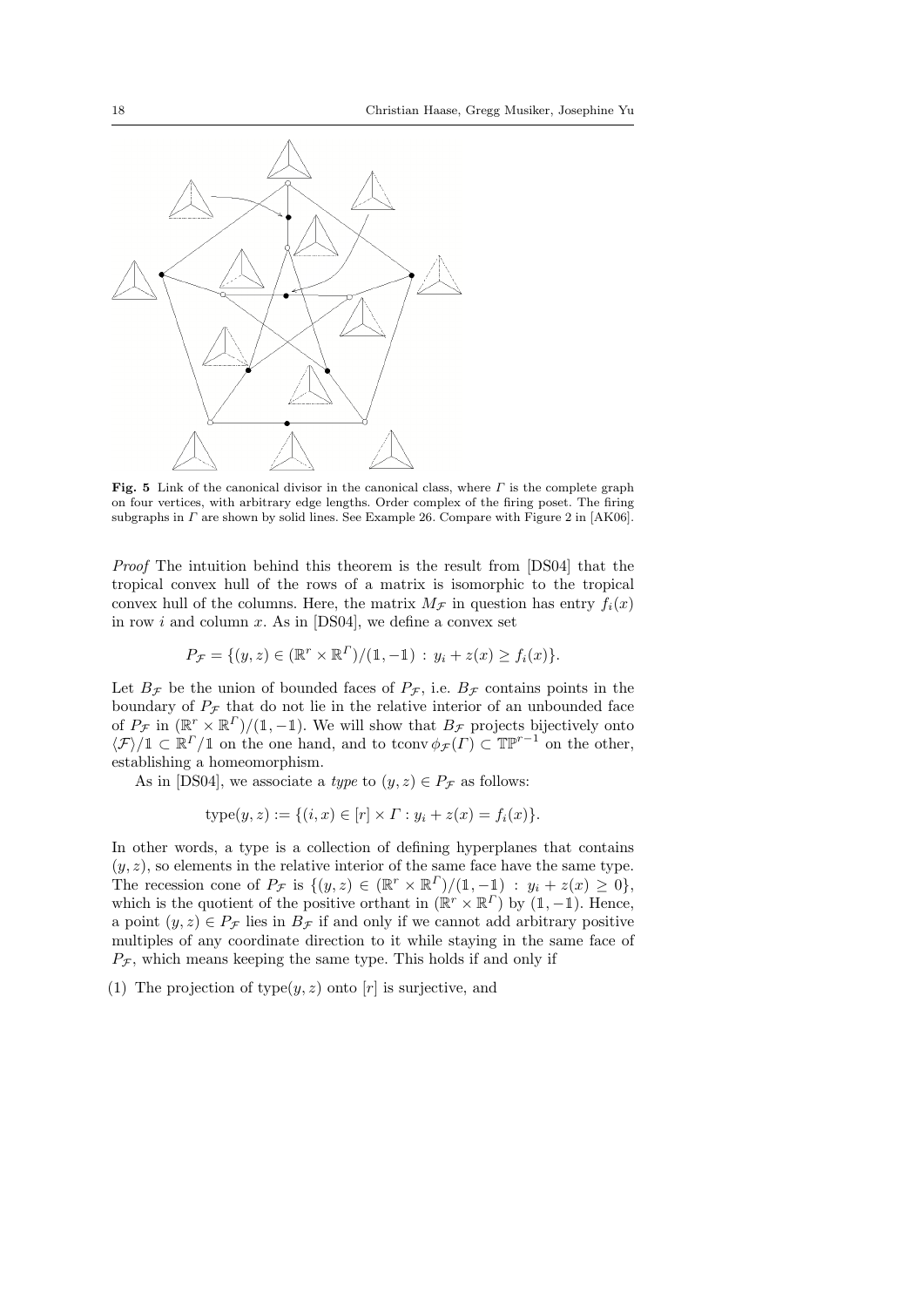**Fig. 5** Link of the canonical divisor in the canonical class, where $\Gamma$ is the complete graph on four vertices, with arbitrary edge lengths. Order complex of the firing poset. The firing subgraphs in $\Gamma$ are shown by solid lines. See Example 26. Compare with Figure 2 in [AK06].

*Proof* The intuition behind this theorem is the result from [DS04] that the tropical convex hull of the rows of a matrix is isomorphic to the tropical convex hull of the columns. Here, the matrix $M_{\mathcal{F}}$ in question has entry $f_i(x)$ in row $i$ and column $x$. As in [DS04], we define a convex set

$$P_{\mathcal{F}} = \{(y, z) \in (\mathbb{R}^r \times \mathbb{R}^\Gamma)/(\mathbb{1}, -\mathbb{1}) \, : \, y_i + z(x) \geq f_i(x)\}.$$

Let $B_{\mathcal{F}}$ be the union of bounded faces of $P_{\mathcal{F}}$, i.e. $B_{\mathcal{F}}$ contains points in the boundary of $P_{\mathcal{F}}$ that do not lie in the relative interior of an unbounded face of $P_{\mathcal{F}}$ in $(\mathbb{R}^r \times \mathbb{R}^\Gamma)/(\mathbb{1}, -\mathbb{1})$. We will show that $B_{\mathcal{F}}$ projects bijectively onto $\langle \mathcal{F} \rangle / \mathbb{1} \subset \mathbb{R}^\Gamma / \mathbb{1}$ on the one hand, and to $\operatorname{tconv} \phi_{\mathcal{F}}(\Gamma) \subset \mathbb{TP}^{r-1}$ on the other, establishing a homeomorphism.

As in [DS04], we associate a *type* to $(y, z) \in P_{\mathcal{F}}$ as follows:

$$\operatorname{type}(y, z) := \{(i, x) \in [r] \times \Gamma : y_i + z(x) = f_i(x)\}.$$

In other words, a type is a collection of defining hyperplanes that contains $(y, z)$, so elements in the relative interior of the same face have the same type. The recession cone of $P_{\mathcal{F}}$ is $\{(y, z) \in (\mathbb{R}^r \times \mathbb{R}^\Gamma)/(\mathbb{1}, -\mathbb{1}) \, : \, y_i + z(x) \geq 0\}$, which is the quotient of the positive orthant in $(\mathbb{R}^r \times \mathbb{R}^\Gamma)$ by $(\mathbb{1}, -\mathbb{1})$. Hence, a point $(y, z) \in P_{\mathcal{F}}$ lies in $B_{\mathcal{F}}$ if and only if we cannot add arbitrary positive multiples of any coordinate direction to it while staying in the same face of $P_{\mathcal{F}}$, which means keeping the same type. This holds if and only if

(1) The projection of $\operatorname{type}(y, z)$ onto $[r]$ is surjective, and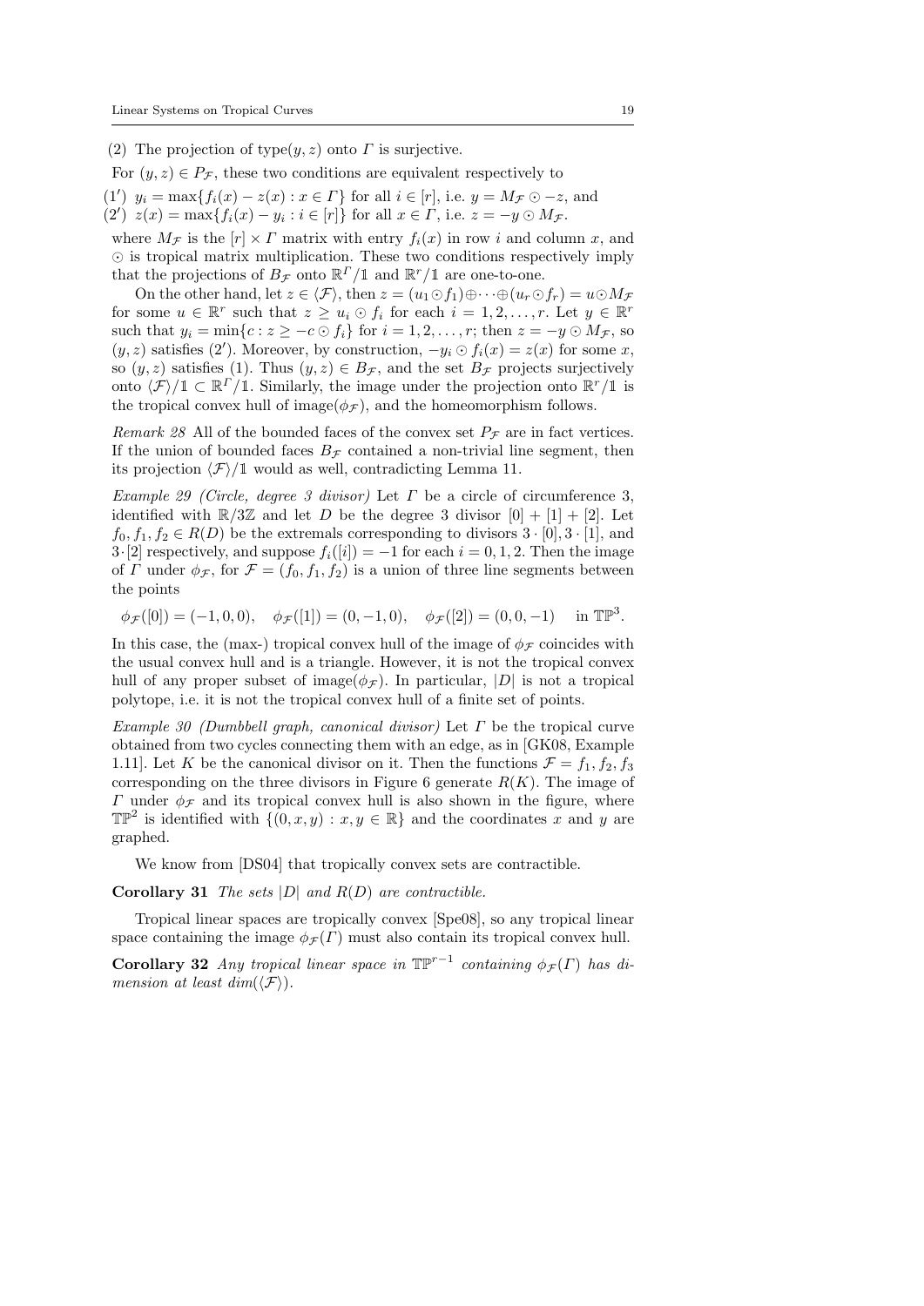(2) The projection of type$(y, z)$ onto $\Gamma$ is surjective.

For $(y, z) \in P_{\mathcal{F}}$, these two conditions are equivalent respectively to

(1′) $y_i = \max\{f_i(x) - z(x) : x \in \Gamma\}$ for all $i \in [r]$, i.e. $y = M_{\mathcal{F}} \odot -z$, and
(2′) $z(x) = \max\{f_i(x) - y_i : i \in [r]\}$ for all $x \in \Gamma$, i.e. $z = -y \odot M_{\mathcal{F}}$.

where $M_{\mathcal{F}}$ is the $[r] \times \Gamma$ matrix with entry $f_i(x)$ in row $i$ and column $x$, and $\odot$ is tropical matrix multiplication. These two conditions respectively imply that the projections of $B_{\mathcal{F}}$ onto $\mathbb{R}^{\Gamma}/\mathbb{1}$ and $\mathbb{R}^r/\mathbb{1}$ are one-to-one.

On the other hand, let $z \in \langle \mathcal{F} \rangle$, then $z = (u_1 \odot f_1) \oplus \cdots \oplus (u_r \odot f_r) = u \odot M_{\mathcal{F}}$ for some $u \in \mathbb{R}^r$ such that $z \geq u_i \odot f_i$ for each $i = 1, 2, \ldots, r$. Let $y \in \mathbb{R}^r$ such that $y_i = \min\{c : z \geq -c \odot f_i\}$ for $i = 1, 2, \ldots, r$; then $z = -y \odot M_{\mathcal{F}}$, so $(y, z)$ satisfies (2′). Moreover, by construction, $-y_i \odot f_i(x) = z(x)$ for some $x$, so $(y, z)$ satisfies (1). Thus $(y, z) \in B_{\mathcal{F}}$, and the set $B_{\mathcal{F}}$ projects surjectively onto $\langle \mathcal{F} \rangle/\mathbb{1} \subset \mathbb{R}^{\Gamma}/\mathbb{1}$. Similarly, the image under the projection onto $\mathbb{R}^r/\mathbb{1}$ is the tropical convex hull of image$(\phi_{\mathcal{F}})$, and the homeomorphism follows.

*Remark 28* All of the bounded faces of the convex set $P_{\mathcal{F}}$ are in fact vertices. If the union of bounded faces $B_{\mathcal{F}}$ contained a non-trivial line segment, then its projection $\langle \mathcal{F} \rangle/\mathbb{1}$ would as well, contradicting Lemma 11.

*Example 29 (Circle, degree 3 divisor)* Let $\Gamma$ be a circle of circumference 3, identified with $\mathbb{R}/3\mathbb{Z}$ and let $D$ be the degree 3 divisor $[0] + [1] + [2]$. Let $f_0, f_1, f_2 \in R(D)$ be the extremals corresponding to divisors $3 \cdot [0], 3 \cdot [1]$, and $3 \cdot [2]$ respectively, and suppose $f_i([i]) = -1$ for each $i = 0, 1, 2$. Then the image of $\Gamma$ under $\phi_{\mathcal{F}}$, for $\mathcal{F} = (f_0, f_1, f_2)$ is a union of three line segments between the points

$$\phi_{\mathcal{F}}([0]) = (-1, 0, 0), \quad \phi_{\mathcal{F}}([1]) = (0, -1, 0), \quad \phi_{\mathcal{F}}([2]) = (0, 0, -1) \quad \text{in } \mathbb{TP}^3.$$

In this case, the (max-) tropical convex hull of the image of $\phi_{\mathcal{F}}$ coincides with the usual convex hull and is a triangle. However, it is not the tropical convex hull of any proper subset of image$(\phi_{\mathcal{F}})$. In particular, $|D|$ is not a tropical polytope, i.e. it is not the tropical convex hull of a finite set of points.

*Example 30 (Dumbbell graph, canonical divisor)* Let $\Gamma$ be the tropical curve obtained from two cycles connecting them with an edge, as in [GK08, Example 1.11]. Let $K$ be the canonical divisor on it. Then the functions $\mathcal{F} = f_1, f_2, f_3$ corresponding on the three divisors in Figure 6 generate $R(K)$. The image of $\Gamma$ under $\phi_{\mathcal{F}}$ and its tropical convex hull is also shown in the figure, where $\mathbb{TP}^2$ is identified with $\{(0, x, y) : x, y \in \mathbb{R}\}$ and the coordinates $x$ and $y$ are graphed.

We know from [DS04] that tropically convex sets are contractible.

**Corollary 31** *The sets $|D|$ and $R(D)$ are contractible.*

Tropical linear spaces are tropically convex [Spe08], so any tropical linear space containing the image $\phi_{\mathcal{F}}(\Gamma)$ must also contain its tropical convex hull.

**Corollary 32** *Any tropical linear space in $\mathbb{TP}^{r-1}$ containing $\phi_{\mathcal{F}}(\Gamma)$ has dimension at least $dim(\langle \mathcal{F} \rangle)$.*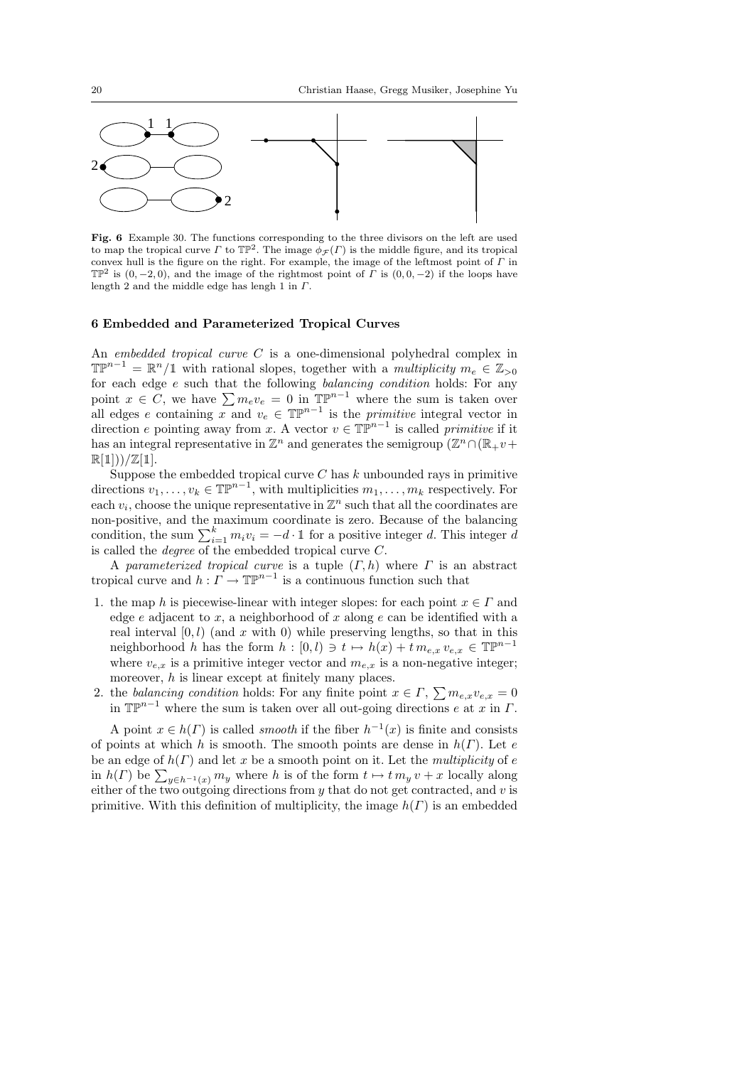**Fig. 6** Example 30. The functions corresponding to the three divisors on the left are used to map the tropical curve $\Gamma$ to $\mathbb{TP}^2$. The image $\phi_{\mathcal{F}}(\Gamma)$ is the middle figure, and its tropical convex hull is the figure on the right. For example, the image of the leftmost point of $\Gamma$ in $\mathbb{TP}^2$ is $(0, -2, 0)$, and the image of the rightmost point of $\Gamma$ is $(0, 0, -2)$ if the loops have length 2 and the middle edge has lengh 1 in $\Gamma$.

## 6 Embedded and Parameterized Tropical Curves

An *embedded tropical curve* $C$ is a one-dimensional polyhedral complex in $\mathbb{TP}^{n-1} = \mathbb{R}^n/\mathbb{1}$ with rational slopes, together with a *multiplicity* $m_e \in \mathbb{Z}_{>0}$ for each edge $e$ such that the following *balancing condition* holds: For any point $x \in C$, we have $\sum m_e v_e = 0$ in $\mathbb{TP}^{n-1}$ where the sum is taken over all edges $e$ containing $x$ and $v_e \in \mathbb{TP}^{n-1}$ is the *primitive* integral vector in direction $e$ pointing away from $x$. A vector $v \in \mathbb{TP}^{n-1}$ is called *primitive* if it has an integral representative in $\mathbb{Z}^n$ and generates the semigroup $(\mathbb{Z}^n \cap (\mathbb{R}_+ v + \mathbb{R}[\mathbb{1}]))/\mathbb{Z}[\mathbb{1}]$.

Suppose the embedded tropical curve $C$ has $k$ unbounded rays in primitive directions $v_1, \ldots, v_k \in \mathbb{TP}^{n-1}$, with multiplicities $m_1, \ldots, m_k$ respectively. For each $v_i$, choose the unique representative in $\mathbb{Z}^n$ such that all the coordinates are non-positive, and the maximum coordinate is zero. Because of the balancing condition, the sum $\sum_{i=1}^k m_i v_i = -d \cdot \mathbb{1}$ for a positive integer $d$. This integer $d$ is called the *degree* of the embedded tropical curve $C$.

A *parameterized tropical curve* is a tuple $(\Gamma, h)$ where $\Gamma$ is an abstract tropical curve and $h : \Gamma \to \mathbb{TP}^{n-1}$ is a continuous function such that

1. the map $h$ is piecewise-linear with integer slopes: for each point $x \in \Gamma$ and edge $e$ adjacent to $x$, a neighborhood of $x$ along $e$ can be identified with a real interval $[0, l)$ (and $x$ with 0) while preserving lengths, so that in this neighborhood $h$ has the form $h : [0, l) \ni t \mapsto h(x) + t\, m_{e,x}\, v_{e,x} \in \mathbb{TP}^{n-1}$ where $v_{e,x}$ is a primitive integer vector and $m_{e,x}$ is a non-negative integer; moreover, $h$ is linear except at finitely many places.
2. the *balancing condition* holds: For any finite point $x \in \Gamma$, $\sum m_{e,x} v_{e,x} = 0$ in $\mathbb{TP}^{n-1}$ where the sum is taken over all out-going directions $e$ at $x$ in $\Gamma$.

A point $x \in h(\Gamma)$ is called *smooth* if the fiber $h^{-1}(x)$ is finite and consists of points at which $h$ is smooth. The smooth points are dense in $h(\Gamma)$. Let $e$ be an edge of $h(\Gamma)$ and let $x$ be a smooth point on it. Let the *multiplicity* of $e$ in $h(\Gamma)$ be $\sum_{y \in h^{-1}(x)} m_y$ where $h$ is of the form $t \mapsto t\, m_y\, v + x$ locally along either of the two outgoing directions from $y$ that do not get contracted, and $v$ is primitive. With this definition of multiplicity, the image $h(\Gamma)$ is an embedded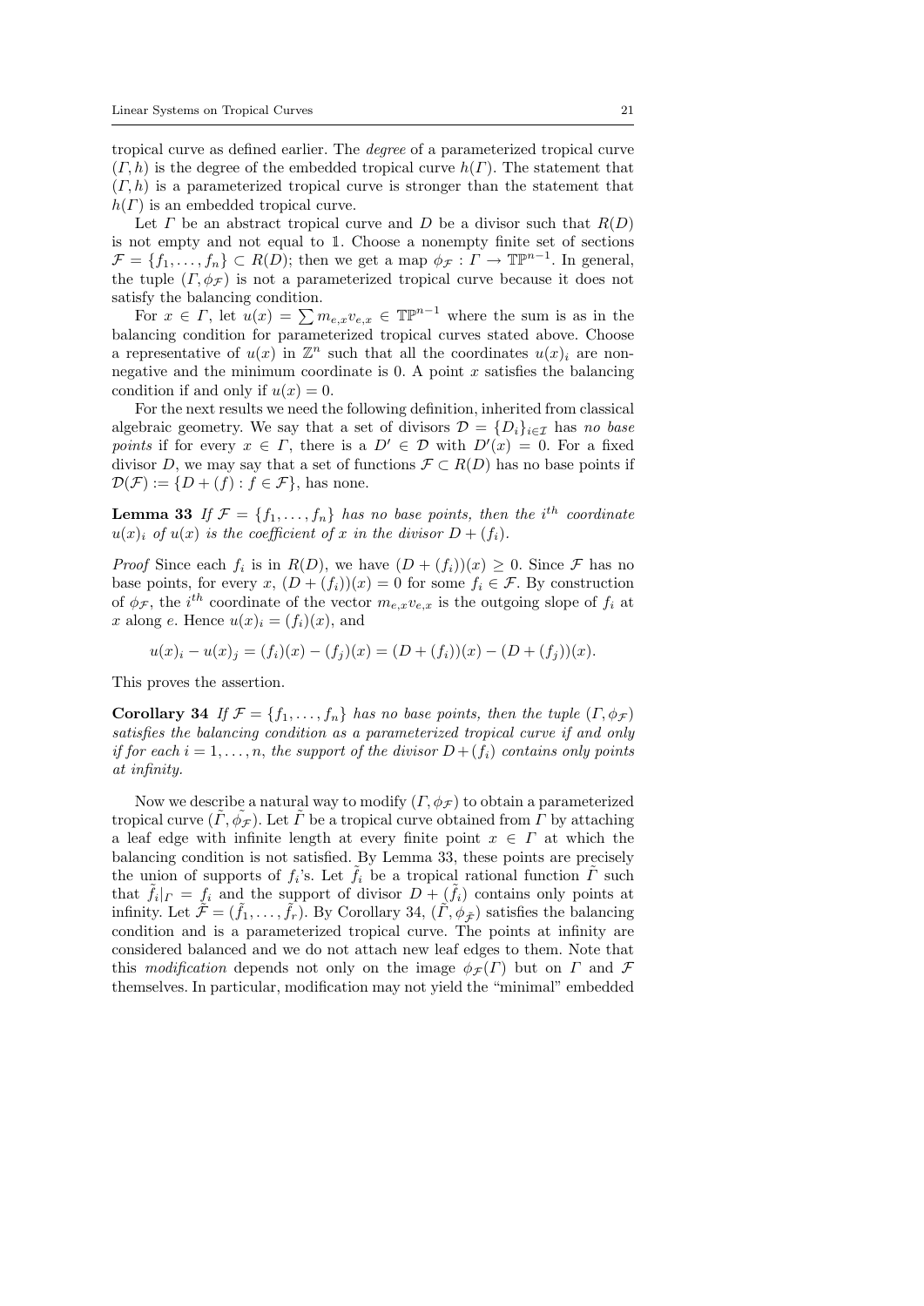tropical curve as defined earlier. The *degree* of a parameterized tropical curve $(\Gamma, h)$ is the degree of the embedded tropical curve $h(\Gamma)$. The statement that $(\Gamma, h)$ is a parameterized tropical curve is stronger than the statement that $h(\Gamma)$ is an embedded tropical curve.

Let $\Gamma$ be an abstract tropical curve and $D$ be a divisor such that $R(D)$ is not empty and not equal to $\mathbb{1}$. Choose a nonempty finite set of sections $\mathcal{F} = \{f_1, \ldots, f_n\} \subset R(D)$; then we get a map $\phi_{\mathcal{F}} : \Gamma \to \mathbb{TP}^{n-1}$. In general, the tuple $(\Gamma, \phi_{\mathcal{F}})$ is not a parameterized tropical curve because it does not satisfy the balancing condition.

For $x \in \Gamma$, let $u(x) = \sum m_{e,x} v_{e,x} \in \mathbb{TP}^{n-1}$ where the sum is as in the balancing condition for parameterized tropical curves stated above. Choose a representative of $u(x)$ in $\mathbb{Z}^n$ such that all the coordinates $u(x)_i$ are nonnegative and the minimum coordinate is 0. A point $x$ satisfies the balancing condition if and only if $u(x) = 0$.

For the next results we need the following definition, inherited from classical algebraic geometry. We say that a set of divisors $\mathcal{D} = \{D_i\}_{i \in \mathcal{I}}$ has *no base points* if for every $x \in \Gamma$, there is a $D' \in \mathcal{D}$ with $D'(x) = 0$. For a fixed divisor $D$, we may say that a set of functions $\mathcal{F} \subset R(D)$ has no base points if $\mathcal{D}(\mathcal{F}) := \{D + (f) : f \in \mathcal{F}\}$, has none.

**Lemma 33** *If $\mathcal{F} = \{f_1, \ldots, f_n\}$ has no base points, then the $i^{th}$ coordinate $u(x)_i$ of $u(x)$ is the coefficient of $x$ in the divisor $D + (f_i)$.*

*Proof* Since each $f_i$ is in $R(D)$, we have $(D + (f_i))(x) \geq 0$. Since $\mathcal{F}$ has no base points, for every $x$, $(D + (f_i))(x) = 0$ for some $f_i \in \mathcal{F}$. By construction of $\phi_{\mathcal{F}}$, the $i^{th}$ coordinate of the vector $m_{e,x} v_{e,x}$ is the outgoing slope of $f_i$ at $x$ along $e$. Hence $u(x)_i = (f_i)(x)$, and

$$u(x)_i - u(x)_j = (f_i)(x) - (f_j)(x) = (D + (f_i))(x) - (D + (f_j))(x).$$

This proves the assertion.

**Corollary 34** *If $\mathcal{F} = \{f_1, \ldots, f_n\}$ has no base points, then the tuple $(\Gamma, \phi_{\mathcal{F}})$ satisfies the balancing condition as a parameterized tropical curve if and only if for each $i = 1, \ldots, n$, the support of the divisor $D + (f_i)$ contains only points at infinity.*

Now we describe a natural way to modify $(\Gamma, \phi_{\mathcal{F}})$ to obtain a parameterized tropical curve $(\tilde{\Gamma}, \tilde{\phi_{\mathcal{F}}})$. Let $\tilde{\Gamma}$ be a tropical curve obtained from $\Gamma$ by attaching a leaf edge with infinite length at every finite point $x \in \Gamma$ at which the balancing condition is not satisfied. By Lemma 33, these points are precisely the union of supports of $f_i$'s. Let $\tilde{f}_i$ be a tropical rational function $\tilde{\Gamma}$ such that $\tilde{f}_i|_{\Gamma} = f_i$ and the support of divisor $D + (\tilde{f}_i)$ contains only points at infinity. Let $\tilde{\mathcal{F}} = (\tilde{f}_1, \ldots, \tilde{f}_r)$. By Corollary 34, $(\tilde{\Gamma}, \phi_{\tilde{\mathcal{F}}})$ satisfies the balancing condition and is a parameterized tropical curve. The points at infinity are considered balanced and we do not attach new leaf edges to them. Note that this *modification* depends not only on the image $\phi_{\mathcal{F}}(\Gamma)$ but on $\Gamma$ and $\mathcal{F}$ themselves. In particular, modification may not yield the "minimal" embedded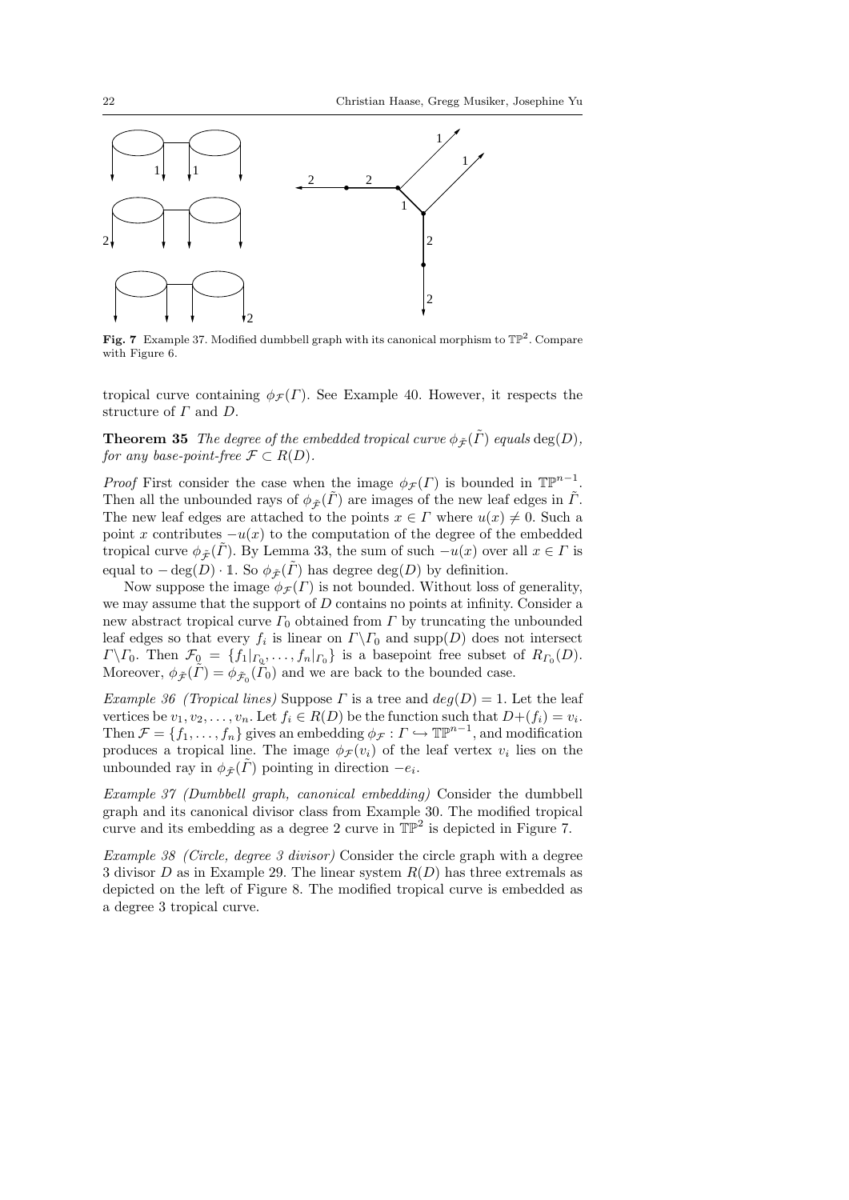**Fig. 7** Example 37. Modified dumbbell graph with its canonical morphism to $\mathbb{TP}^2$. Compare with Figure 6.

tropical curve containing $\phi_{\mathcal{F}}(\Gamma)$. See Example 40. However, it respects the structure of $\Gamma$ and $D$.

**Theorem 35** *The degree of the embedded tropical curve $\phi_{\tilde{\mathcal{F}}}(\tilde{\Gamma})$ equals $\deg(D)$, for any base-point-free $\mathcal{F} \subset R(D)$.*

*Proof* First consider the case when the image $\phi_{\mathcal{F}}(\Gamma)$ is bounded in $\mathbb{TP}^{n-1}$. Then all the unbounded rays of $\phi_{\tilde{\mathcal{F}}}(\tilde{\Gamma})$ are images of the new leaf edges in $\tilde{\Gamma}$. The new leaf edges are attached to the points $x \in \Gamma$ where $u(x) \neq 0$. Such a point $x$ contributes $-u(x)$ to the computation of the degree of the embedded tropical curve $\phi_{\tilde{\mathcal{F}}}(\tilde{\Gamma})$. By Lemma 33, the sum of such $-u(x)$ over all $x \in \Gamma$ is equal to $-\deg(D) \cdot \mathbb{1}$. So $\phi_{\tilde{\mathcal{F}}}(\tilde{\Gamma})$ has degree $\deg(D)$ by definition.

Now suppose the image $\phi_{\mathcal{F}}(\Gamma)$ is not bounded. Without loss of generality, we may assume that the support of $D$ contains no points at infinity. Consider a new abstract tropical curve $\Gamma_0$ obtained from $\Gamma$ by truncating the unbounded leaf edges so that every $f_i$ is linear on $\Gamma \backslash \Gamma_0$ and $\mathrm{supp}(D)$ does not intersect $\Gamma \backslash \Gamma_0$. Then $\mathcal{F}_0 = \{f_1|_{\Gamma_0}, \ldots, f_n|_{\Gamma_0}\}$ is a basepoint free subset of $R_{\Gamma_0}(D)$. Moreover, $\phi_{\tilde{\mathcal{F}}}(\tilde{\Gamma}) = \phi_{\tilde{\mathcal{F}}_0}(\tilde{\Gamma}_0)$ and we are back to the bounded case.

*Example 36 (Tropical lines)* Suppose $\Gamma$ is a tree and $deg(D) = 1$. Let the leaf vertices be $v_1, v_2, \ldots, v_n$. Let $f_i \in R(D)$ be the function such that $D + (f_i) = v_i$. Then $\mathcal{F} = \{f_1, \ldots, f_n\}$ gives an embedding $\phi_{\mathcal{F}} : \Gamma \hookrightarrow \mathbb{TP}^{n-1}$, and modification produces a tropical line. The image $\phi_{\mathcal{F}}(v_i)$ of the leaf vertex $v_i$ lies on the unbounded ray in $\phi_{\tilde{\mathcal{F}}}(\tilde{\Gamma})$ pointing in direction $-e_i$.

*Example 37 (Dumbbell graph, canonical embedding)* Consider the dumbbell graph and its canonical divisor class from Example 30. The modified tropical curve and its embedding as a degree 2 curve in $\mathbb{TP}^2$ is depicted in Figure 7.

*Example 38 (Circle, degree 3 divisor)* Consider the circle graph with a degree 3 divisor $D$ as in Example 29. The linear system $R(D)$ has three extremals as depicted on the left of Figure 8. The modified tropical curve is embedded as a degree 3 tropical curve.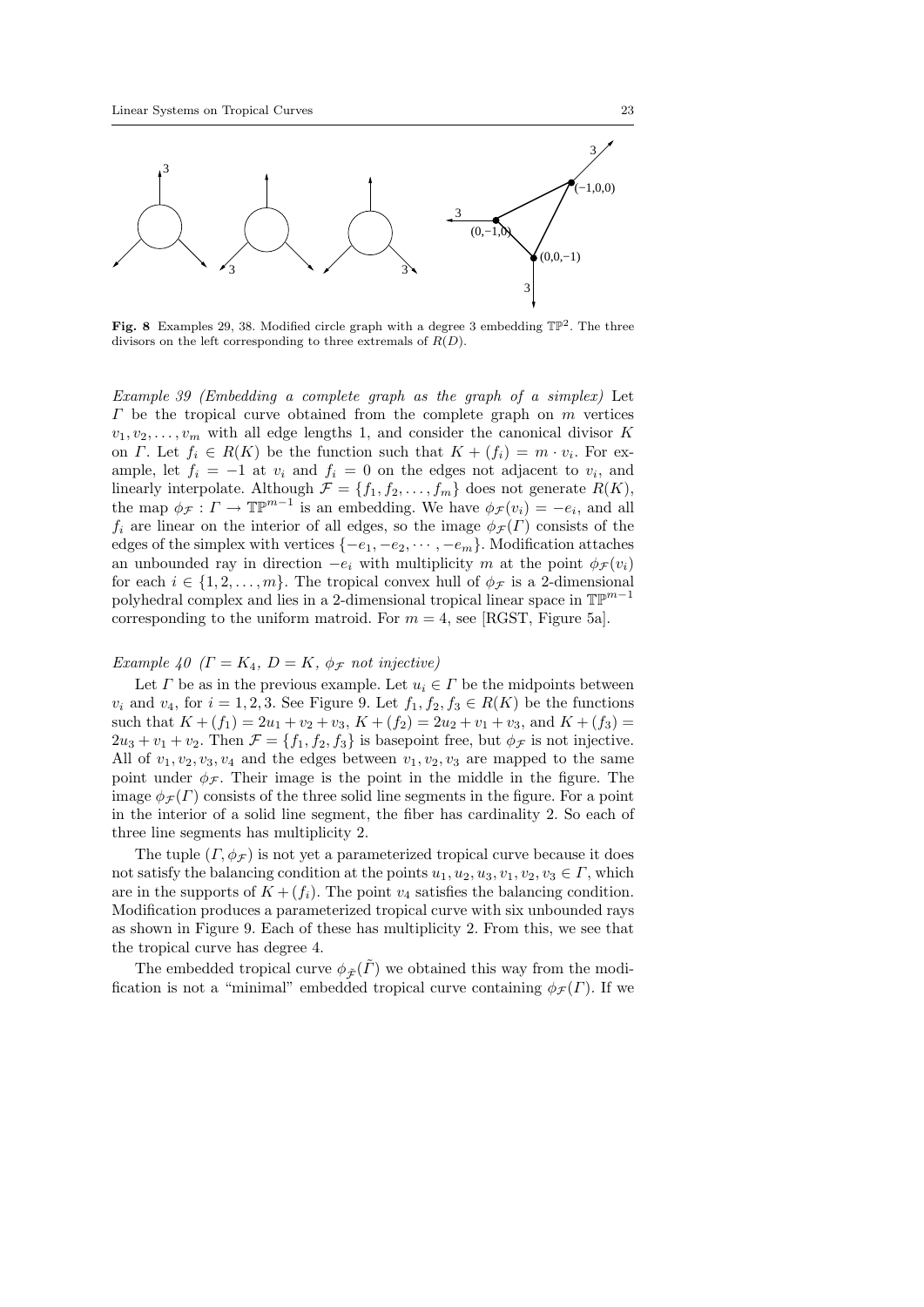**Fig. 8** Examples 29, 38. Modified circle graph with a degree 3 embedding $\mathbb{TP}^2$. The three divisors on the left corresponding to three extremals of $R(D)$.

*Example 39 (Embedding a complete graph as the graph of a simplex)* Let $\Gamma$ be the tropical curve obtained from the complete graph on $m$ vertices $v_1, v_2, \ldots, v_m$ with all edge lengths 1, and consider the canonical divisor $K$ on $\Gamma$. Let $f_i \in R(K)$ be the function such that $K + (f_i) = m \cdot v_i$. For example, let $f_i = -1$ at $v_i$ and $f_i = 0$ on the edges not adjacent to $v_i$, and linearly interpolate. Although $\mathcal{F} = \{f_1, f_2, \ldots, f_m\}$ does not generate $R(K)$, the map $\phi_{\mathcal{F}} : \Gamma \to \mathbb{TP}^{m-1}$ is an embedding. We have $\phi_{\mathcal{F}}(v_i) = -e_i$, and all $f_i$ are linear on the interior of all edges, so the image $\phi_{\mathcal{F}}(\Gamma)$ consists of the edges of the simplex with vertices $\{-e_1, -e_2, \cdots, -e_m\}$. Modification attaches an unbounded ray in direction $-e_i$ with multiplicity $m$ at the point $\phi_{\mathcal{F}}(v_i)$ for each $i \in \{1, 2, \ldots, m\}$. The tropical convex hull of $\phi_{\mathcal{F}}$ is a 2-dimensional polyhedral complex and lies in a 2-dimensional tropical linear space in $\mathbb{TP}^{m-1}$ corresponding to the uniform matroid. For $m = 4$, see [RGST, Figure 5a].

*Example 40 ($\Gamma = K_4$, $D = K$, $\phi_{\mathcal{F}}$ not injective)*

Let $\Gamma$ be as in the previous example. Let $u_i \in \Gamma$ be the midpoints between $v_i$ and $v_4$, for $i = 1, 2, 3$. See Figure 9. Let $f_1, f_2, f_3 \in R(K)$ be the functions such that $K + (f_1) = 2u_1 + v_2 + v_3$, $K + (f_2) = 2u_2 + v_1 + v_3$, and $K + (f_3) = 2u_3 + v_1 + v_2$. Then $\mathcal{F} = \{f_1, f_2, f_3\}$ is basepoint free, but $\phi_{\mathcal{F}}$ is not injective. All of $v_1, v_2, v_3, v_4$ and the edges between $v_1, v_2, v_3$ are mapped to the same point under $\phi_{\mathcal{F}}$. Their image is the point in the middle in the figure. The image $\phi_{\mathcal{F}}(\Gamma)$ consists of the three solid line segments in the figure. For a point in the interior of a solid line segment, the fiber has cardinality 2. So each of three line segments has multiplicity 2.

The tuple $(\Gamma, \phi_{\mathcal{F}})$ is not yet a parameterized tropical curve because it does not satisfy the balancing condition at the points $u_1, u_2, u_3, v_1, v_2, v_3 \in \Gamma$, which are in the supports of $K + (f_i)$. The point $v_4$ satisfies the balancing condition. Modification produces a parameterized tropical curve with six unbounded rays as shown in Figure 9. Each of these has multiplicity 2. From this, we see that the tropical curve has degree 4.

The embedded tropical curve $\phi_{\tilde{\mathcal{F}}}(\tilde{\Gamma})$ we obtained this way from the modification is not a "minimal" embedded tropical curve containing $\phi_{\mathcal{F}}(\Gamma)$. If we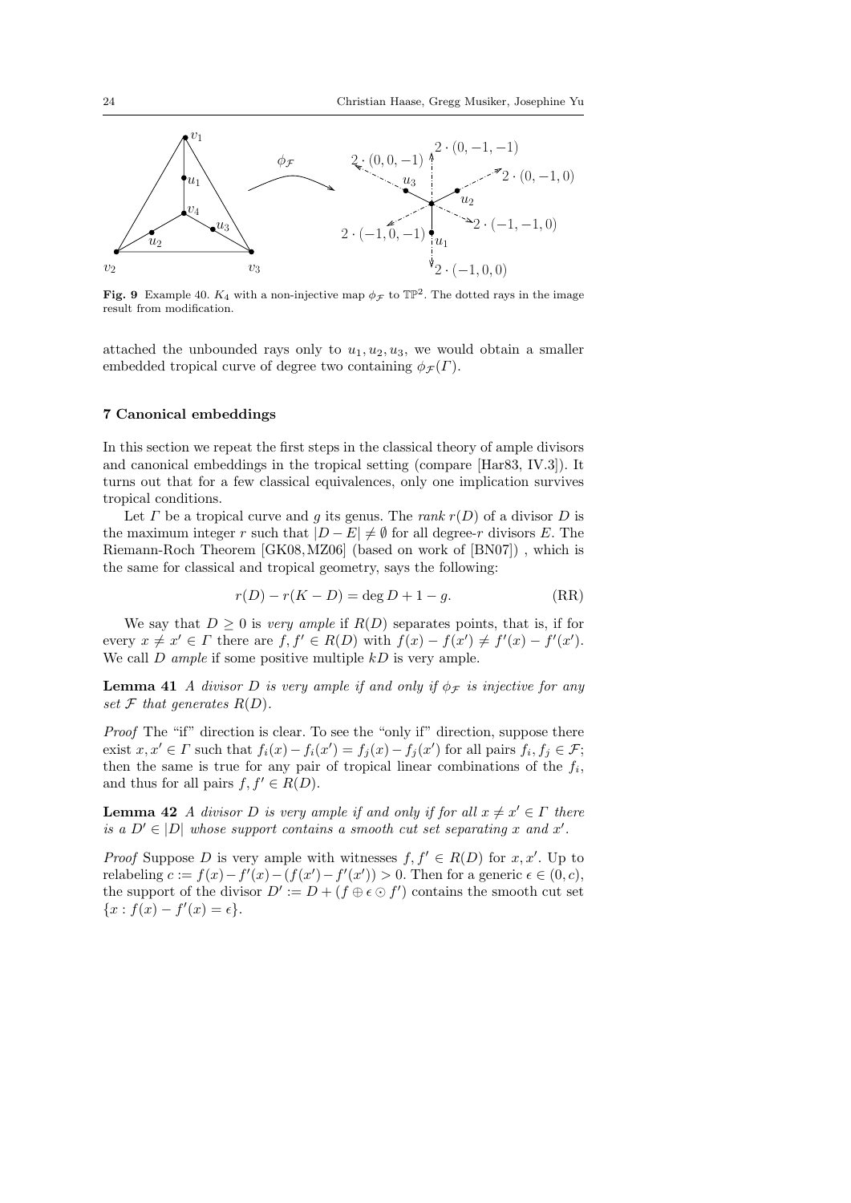**Fig. 9** Example 40. $K_4$ with a non-injective map $\phi_{\mathcal{F}}$ to $\mathbb{TP}^2$. The dotted rays in the image result from modification.

attached the unbounded rays only to $u_1, u_2, u_3$, we would obtain a smaller embedded tropical curve of degree two containing $\phi_{\mathcal{F}}(\Gamma)$.

## 7 Canonical embeddings

In this section we repeat the first steps in the classical theory of ample divisors and canonical embeddings in the tropical setting (compare [Har83, IV.3]). It turns out that for a few classical equivalences, only one implication survives tropical conditions.

Let $\Gamma$ be a tropical curve and $g$ its genus. The *rank* $r(D)$ of a divisor $D$ is the maximum integer $r$ such that $|D - E| \neq \emptyset$ for all degree-$r$ divisors $E$. The Riemann-Roch Theorem [GK08, MZ06] (based on work of [BN07]) , which is the same for classical and tropical geometry, says the following:

$$r(D) - r(K - D) = \deg D + 1 - g. \tag{RR}$$

We say that $D \geq 0$ is *very ample* if $R(D)$ separates points, that is, if for every $x \neq x' \in \Gamma$ there are $f, f' \in R(D)$ with $f(x) - f(x') \neq f'(x) - f'(x')$. We call $D$ *ample* if some positive multiple $kD$ is very ample.

**Lemma 41** *A divisor $D$ is very ample if and only if $\phi_{\mathcal{F}}$ is injective for any set $\mathcal{F}$ that generates $R(D)$.*

*Proof* The "if" direction is clear. To see the "only if" direction, suppose there exist $x, x' \in \Gamma$ such that $f_i(x) - f_i(x') = f_j(x) - f_j(x')$ for all pairs $f_i, f_j \in \mathcal{F}$; then the same is true for any pair of tropical linear combinations of the $f_i$, and thus for all pairs $f, f' \in R(D)$.

**Lemma 42** *A divisor $D$ is very ample if and only if for all $x \neq x' \in \Gamma$ there is a $D' \in |D|$ whose support contains a smooth cut set separating $x$ and $x'$.*

*Proof* Suppose $D$ is very ample with witnesses $f, f' \in R(D)$ for $x, x'$. Up to relabeling $c := f(x) - f'(x) - (f(x') - f'(x')) > 0$. Then for a generic $\epsilon \in (0, c)$, the support of the divisor $D' := D + (f \oplus \epsilon \odot f')$ contains the smooth cut set $\{x : f(x) - f'(x) = \epsilon\}$.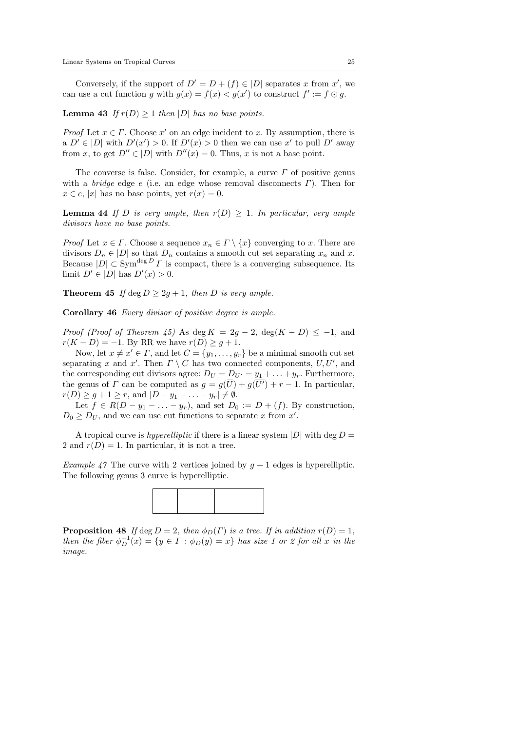Conversely, if the support of $D' = D + (f) \in |D|$ separates $x$ from $x'$, we can use a cut function $g$ with $g(x) = f(x) < g(x')$ to construct $f' := f \odot g$.

**Lemma 43** *If $r(D) \geq 1$ then $|D|$ has no base points.*

*Proof* Let $x \in \Gamma$. Choose $x'$ on an edge incident to $x$. By assumption, there is a $D' \in |D|$ with $D'(x') > 0$. If $D'(x) > 0$ then we can use $x'$ to pull $D'$ away from $x$, to get $D'' \in |D|$ with $D''(x) = 0$. Thus, $x$ is not a base point.

The converse is false. Consider, for example, a curve $\Gamma$ of positive genus with a *bridge* edge $e$ (i.e. an edge whose removal disconnects $\Gamma$). Then for $x \in e$, $|x|$ has no base points, yet $r(x) = 0$.

**Lemma 44** *If $D$ is very ample, then $r(D) \geq 1$. In particular, very ample divisors have no base points.*

*Proof* Let $x \in \Gamma$. Choose a sequence $x_n \in \Gamma \setminus \{x\}$ converging to $x$. There are divisors $D_n \in |D|$ so that $D_n$ contains a smooth cut set separating $x_n$ and $x$. Because $|D| \subset \mathrm{Sym}^{\deg D} \Gamma$ is compact, there is a converging subsequence. Its limit $D' \in |D|$ has $D'(x) > 0$.

**Theorem 45** *If $\deg D \geq 2g + 1$, then $D$ is very ample.*

**Corollary 46** *Every divisor of positive degree is ample.*

*Proof (Proof of Theorem 45)* As $\deg K = 2g - 2$, $\deg(K - D) \leq -1$, and $r(K - D) = -1$. By RR we have $r(D) \geq g + 1$.

Now, let $x \neq x' \in \Gamma$, and let $C = \{y_1, \ldots, y_r\}$ be a minimal smooth cut set separating $x$ and $x'$. Then $\Gamma \setminus C$ has two connected components, $U, U'$, and the corresponding cut divisors agree: $D_U = D_{U'} = y_1 + \ldots + y_r$. Furthermore, the genus of $\Gamma$ can be computed as $g = g(\overline{U}) + g(\overline{U'}) + r - 1$. In particular, $r(D) \geq g + 1 \geq r$, and $|D - y_1 - \ldots - y_r| \neq \emptyset$.

Let $f \in R(D - y_1 - \ldots - y_r)$, and set $D_0 := D + (f)$. By construction, $D_0 \geq D_U$, and we can use cut functions to separate $x$ from $x'$.

A tropical curve is *hyperelliptic* if there is a linear system $|D|$ with $\deg D = 2$ and $r(D) = 1$. In particular, it is not a tree.

*Example 47* The curve with 2 vertices joined by $g + 1$ edges is hyperelliptic. The following genus 3 curve is hyperelliptic.

**Proposition 48** *If $\deg D = 2$, then $\phi_D(\Gamma)$ is a tree. If in addition $r(D) = 1$, then the fiber $\phi_D^{-1}(x) = \{y \in \Gamma : \phi_D(y) = x\}$ has size 1 or 2 for all $x$ in the image.*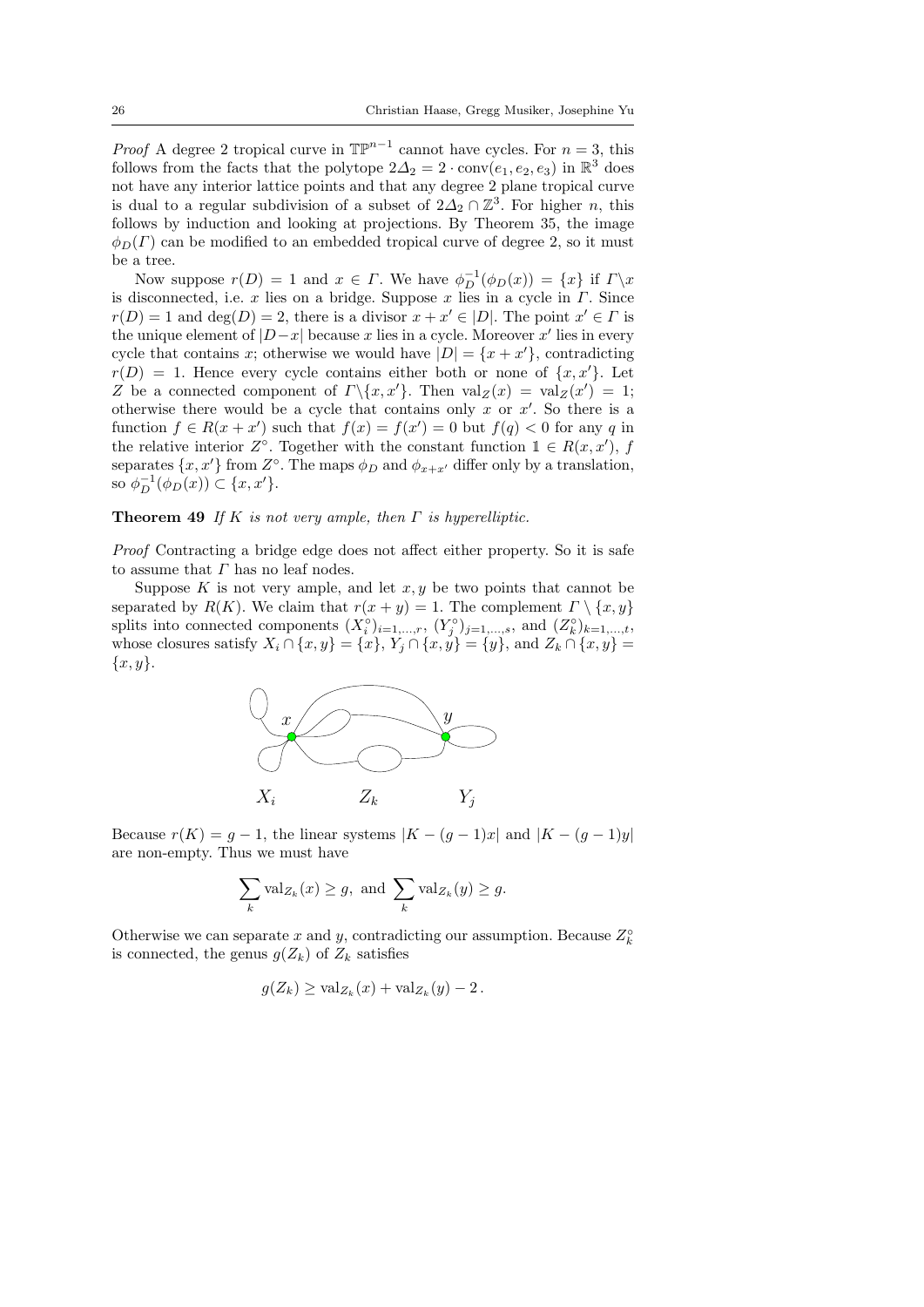*Proof* A degree 2 tropical curve in $\mathbb{TP}^{n-1}$ cannot have cycles. For $n = 3$, this follows from the facts that the polytope $2\Delta_2 = 2 \cdot \mathrm{conv}(e_1, e_2, e_3)$ in $\mathbb{R}^3$ does not have any interior lattice points and that any degree 2 plane tropical curve is dual to a regular subdivision of a subset of $2\Delta_2 \cap \mathbb{Z}^3$. For higher $n$, this follows by induction and looking at projections. By Theorem 35, the image $\phi_D(\Gamma)$ can be modified to an embedded tropical curve of degree 2, so it must be a tree.

Now suppose $r(D) = 1$ and $x \in \Gamma$. We have $\phi_D^{-1}(\phi_D(x)) = \{x\}$ if $\Gamma \backslash x$ is disconnected, i.e. $x$ lies on a bridge. Suppose $x$ lies in a cycle in $\Gamma$. Since $r(D) = 1$ and $\deg(D) = 2$, there is a divisor $x + x' \in |D|$. The point $x' \in \Gamma$ is the unique element of $|D-x|$ because $x$ lies in a cycle. Moreover $x'$ lies in every cycle that contains $x$; otherwise we would have $|D| = \{x + x'\}$, contradicting $r(D) = 1$. Hence every cycle contains either both or none of $\{x, x'\}$. Let $Z$ be a connected component of $\Gamma \backslash \{x, x'\}$. Then $\mathrm{val}_Z(x) = \mathrm{val}_Z(x') = 1$; otherwise there would be a cycle that contains only $x$ or $x'$. So there is a function $f \in R(x + x')$ such that $f(x) = f(x') = 0$ but $f(q) < 0$ for any $q$ in the relative interior $Z^\circ$. Together with the constant function $\mathbb{1} \in R(x, x')$, $f$ separates $\{x, x'\}$ from $Z^\circ$. The maps $\phi_D$ and $\phi_{x+x'}$ differ only by a translation, so $\phi_D^{-1}(\phi_D(x)) \subset \{x, x'\}$.

**Theorem 49** *If $K$ is not very ample, then $\Gamma$ is hyperelliptic.*

*Proof* Contracting a bridge edge does not affect either property. So it is safe to assume that $\Gamma$ has no leaf nodes.

Suppose $K$ is not very ample, and let $x, y$ be two points that cannot be separated by $R(K)$. We claim that $r(x + y) = 1$. The complement $\Gamma \setminus \{x, y\}$ splits into connected components $(X_i^\circ)_{i=1,\ldots,r}$, $(Y_j^\circ)_{j=1,\ldots,s}$, and $(Z_k^\circ)_{k=1,\ldots,t}$, whose closures satisfy $X_i \cap \{x, y\} = \{x\}$, $Y_j \cap \{x, y\} = \{y\}$, and $Z_k \cap \{x, y\} = \{x, y\}$.

$x$ $y$

$X_i$ $Z_k$ $Y_j$

Because $r(K) = g - 1$, the linear systems $|K - (g-1)x|$ and $|K - (g-1)y|$ are non-empty. Thus we must have

$$\sum_k \mathrm{val}_{Z_k}(x) \geq g, \text{ and } \sum_k \mathrm{val}_{Z_k}(y) \geq g.$$

Otherwise we can separate $x$ and $y$, contradicting our assumption. Because $Z_k^\circ$ is connected, the genus $g(Z_k)$ of $Z_k$ satisfies

$$g(Z_k) \geq \mathrm{val}_{Z_k}(x) + \mathrm{val}_{Z_k}(y) - 2\,.$$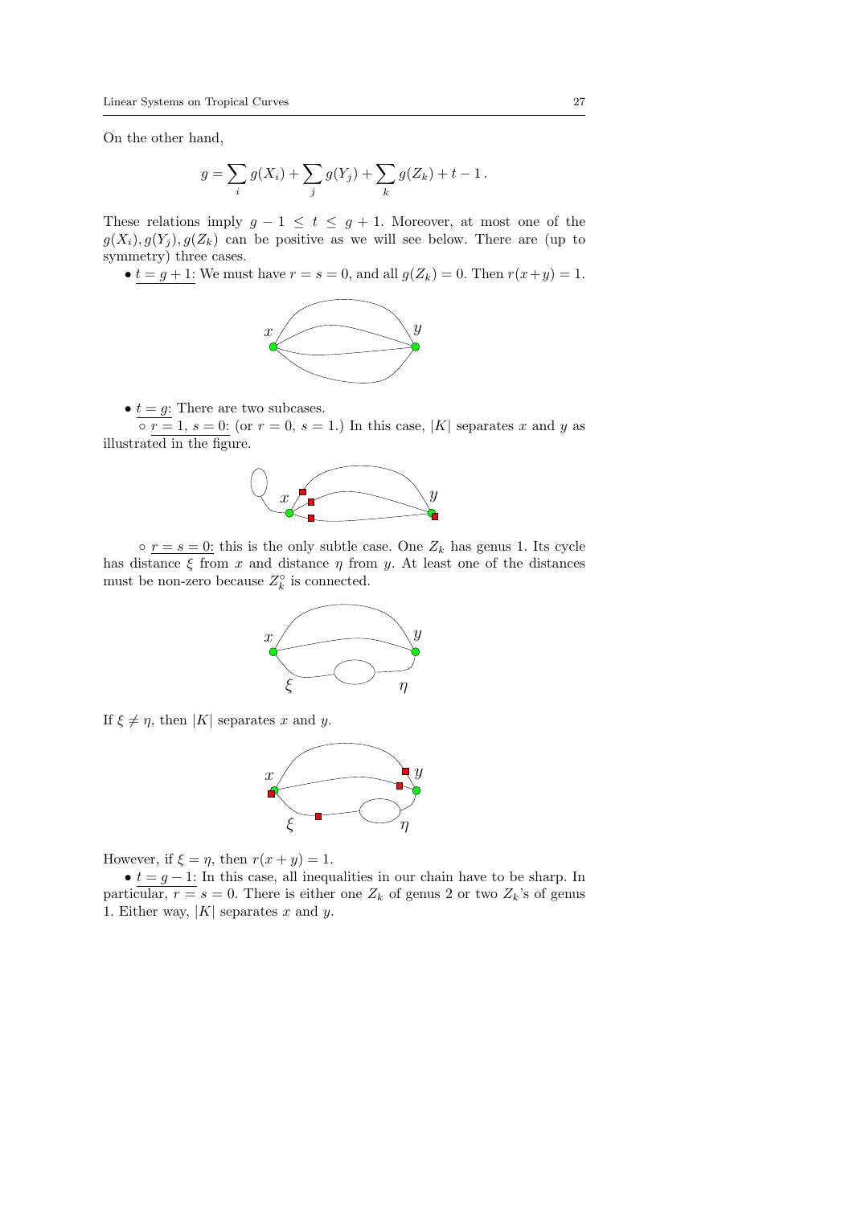On the other hand,

$$g = \sum_i g(X_i) + \sum_j g(Y_j) + \sum_k g(Z_k) + t - 1\,.$$

These relations imply $g-1 \le t \le g+1$. Moreover, at most one of the $g(X_i), g(Y_j), g(Z_k)$ can be positive as we will see below. There are (up to symmetry) three cases.

• <u>$t = g+1$</u>: We must have $r = s = 0$, and all $g(Z_k) = 0$. Then $r(x+y) = 1$.

• <u>$t = g$</u>: There are two subcases.

∘ <u>$r = 1$, $s = 0$</u>: (or $r = 0$, $s = 1$.) In this case, $|K|$ separates $x$ and $y$ as illustrated in the figure.

∘ <u>$r = s = 0$</u>: this is the only subtle case. One $Z_k$ has genus 1. Its cycle has distance $\xi$ from $x$ and distance $\eta$ from $y$. At least one of the distances must be non-zero because $Z_k^\circ$ is connected.

If $\xi \neq \eta$, then $|K|$ separates $x$ and $y$.

However, if $\xi = \eta$, then $r(x+y) = 1$.

• <u>$t = g-1$</u>: In this case, all inequalities in our chain have to be sharp. In particular, $r = s = 0$. There is either one $Z_k$ of genus 2 or two $Z_k$'s of genus 1. Either way, $|K|$ separates $x$ and $y$.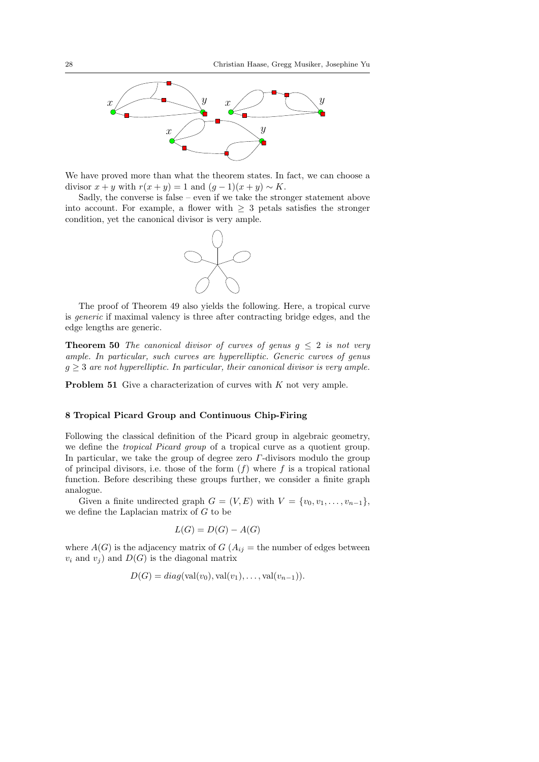We have proved more than what the theorem states. In fact, we can choose a divisor $x + y$ with $r(x + y) = 1$ and $(g - 1)(x + y) \sim K$.

Sadly, the converse is false – even if we take the stronger statement above into account. For example, a flower with $\geq 3$ petals satisfies the stronger condition, yet the canonical divisor is very ample.

The proof of Theorem 49 also yields the following. Here, a tropical curve is *generic* if maximal valency is three after contracting bridge edges, and the edge lengths are generic.

**Theorem 50** *The canonical divisor of curves of genus $g \leq 2$ is not very ample. In particular, such curves are hyperelliptic. Generic curves of genus $g \geq 3$ are not hyperelliptic. In particular, their canonical divisor is very ample.*

**Problem 51** Give a characterization of curves with $K$ not very ample.

### 8 Tropical Picard Group and Continuous Chip-Firing

Following the classical definition of the Picard group in algebraic geometry, we define the *tropical Picard group* of a tropical curve as a quotient group. In particular, we take the group of degree zero $\Gamma$-divisors modulo the group of principal divisors, i.e. those of the form $(f)$ where $f$ is a tropical rational function. Before describing these groups further, we consider a finite graph analogue.

Given a finite undirected graph $G = (V, E)$ with $V = \{v_0, v_1, \ldots, v_{n-1}\}$, we define the Laplacian matrix of $G$ to be

$$L(G) = D(G) - A(G)$$

where $A(G)$ is the adjacency matrix of $G$ ($A_{ij}$ = the number of edges between $v_i$ and $v_j$) and $D(G)$ is the diagonal matrix

$$D(G) = diag(\text{val}(v_0), \text{val}(v_1), \ldots, \text{val}(v_{n-1})).$$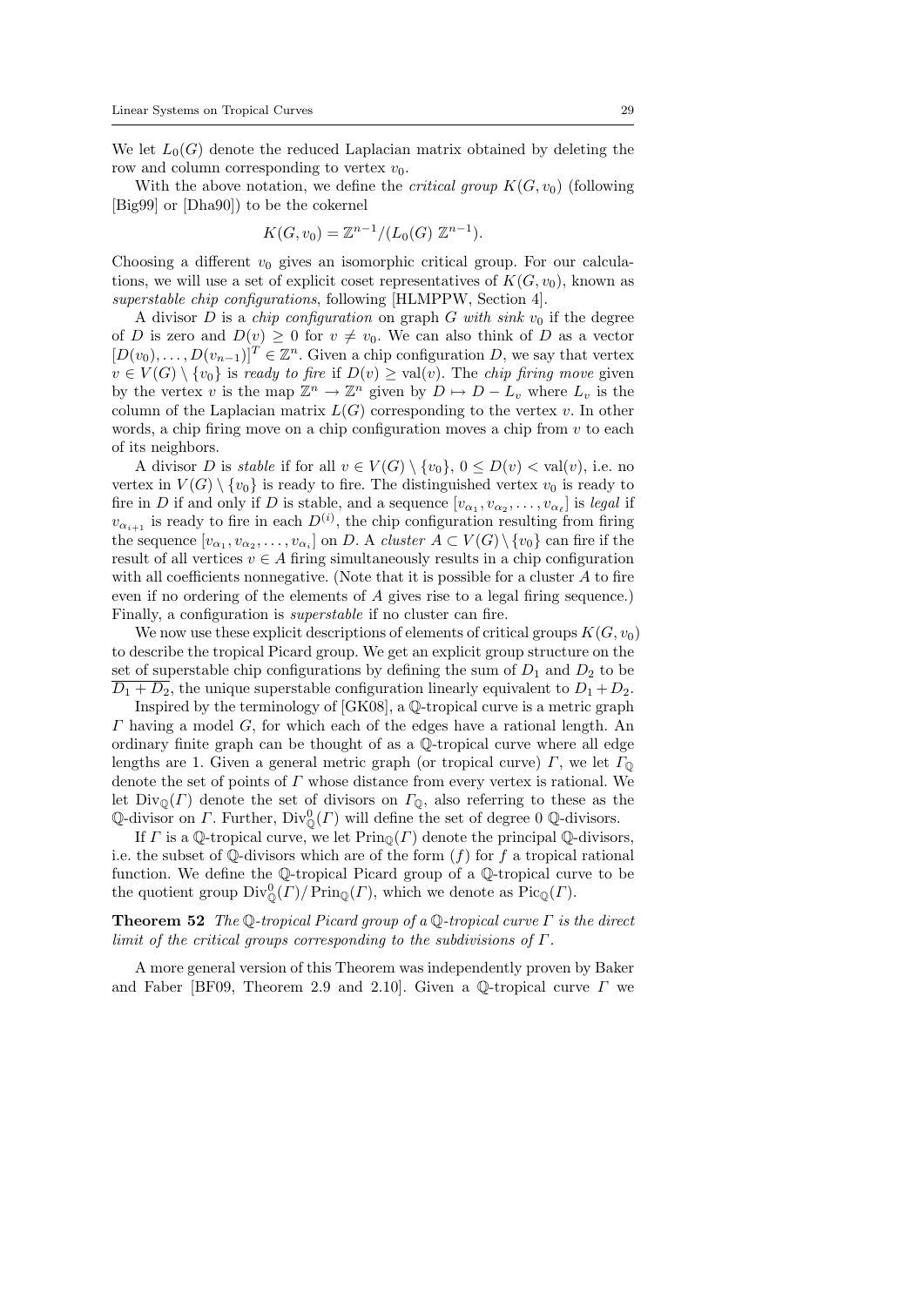We let $L_0(G)$ denote the reduced Laplacian matrix obtained by deleting the row and column corresponding to vertex $v_0$.

With the above notation, we define the *critical group* $K(G, v_0)$ (following [Big99] or [Dha90]) to be the cokernel

$$K(G, v_0) = \mathbb{Z}^{n-1}/(L_0(G)\ \mathbb{Z}^{n-1}).$$

Choosing a different $v_0$ gives an isomorphic critical group. For our calculations, we will use a set of explicit coset representatives of $K(G, v_0)$, known as *superstable chip configurations*, following [HLMPPW, Section 4].

A divisor $D$ is a *chip configuration* on graph $G$ *with sink* $v_0$ if the degree of $D$ is zero and $D(v) \geq 0$ for $v \neq v_0$. We can also think of $D$ as a vector $[D(v_0), \ldots, D(v_{n-1})]^T \in \mathbb{Z}^n$. Given a chip configuration $D$, we say that vertex $v \in V(G) \setminus \{v_0\}$ is *ready to fire* if $D(v) \geq \mathrm{val}(v)$. The *chip firing move* given by the vertex $v$ is the map $\mathbb{Z}^n \to \mathbb{Z}^n$ given by $D \mapsto D - L_v$ where $L_v$ is the column of the Laplacian matrix $L(G)$ corresponding to the vertex $v$. In other words, a chip firing move on a chip configuration moves a chip from $v$ to each of its neighbors.

A divisor $D$ is *stable* if for all $v \in V(G) \setminus \{v_0\}$, $0 \leq D(v) < \mathrm{val}(v)$, i.e. no vertex in $V(G) \setminus \{v_0\}$ is ready to fire. The distinguished vertex $v_0$ is ready to fire in $D$ if and only if $D$ is stable, and a sequence $[v_{\alpha_1}, v_{\alpha_2}, \ldots, v_{\alpha_\ell}]$ is *legal* if $v_{\alpha_{i+1}}$ is ready to fire in each $D^{(i)}$, the chip configuration resulting from firing the sequence $[v_{\alpha_1}, v_{\alpha_2}, \ldots, v_{\alpha_i}]$ on $D$. A *cluster* $A \subset V(G) \setminus \{v_0\}$ can fire if the result of all vertices $v \in A$ firing simultaneously results in a chip configuration with all coefficients nonnegative. (Note that it is possible for a cluster $A$ to fire even if no ordering of the elements of $A$ gives rise to a legal firing sequence.) Finally, a configuration is *superstable* if no cluster can fire.

We now use these explicit descriptions of elements of critical groups $K(G, v_0)$ to describe the tropical Picard group. We get an explicit group structure on the set of superstable chip configurations by defining the sum of $D_1$ and $D_2$ to be $\overline{D_1 + D_2}$, the unique superstable configuration linearly equivalent to $D_1 + D_2$.

Inspired by the terminology of [GK08], a $\mathbb{Q}$-tropical curve is a metric graph $\Gamma$ having a model $G$, for which each of the edges have a rational length. An ordinary finite graph can be thought of as a $\mathbb{Q}$-tropical curve where all edge lengths are 1. Given a general metric graph (or tropical curve) $\Gamma$, we let $\Gamma_{\mathbb{Q}}$ denote the set of points of $\Gamma$ whose distance from every vertex is rational. We let $\mathrm{Div}_{\mathbb{Q}}(\Gamma)$ denote the set of divisors on $\Gamma_{\mathbb{Q}}$, also referring to these as the $\mathbb{Q}$-divisor on $\Gamma$. Further, $\mathrm{Div}^0_{\mathbb{Q}}(\Gamma)$ will define the set of degree 0 $\mathbb{Q}$-divisors.

If $\Gamma$ is a $\mathbb{Q}$-tropical curve, we let $\mathrm{Prin}_{\mathbb{Q}}(\Gamma)$ denote the principal $\mathbb{Q}$-divisors, i.e. the subset of $\mathbb{Q}$-divisors which are of the form $(f)$ for $f$ a tropical rational function. We define the $\mathbb{Q}$-tropical Picard group of a $\mathbb{Q}$-tropical curve to be the quotient group $\mathrm{Div}^0_{\mathbb{Q}}(\Gamma)/\mathrm{Prin}_{\mathbb{Q}}(\Gamma)$, which we denote as $\mathrm{Pic}_{\mathbb{Q}}(\Gamma)$.

**Theorem 52** *The $\mathbb{Q}$-tropical Picard group of a $\mathbb{Q}$-tropical curve $\Gamma$ is the direct limit of the critical groups corresponding to the subdivisions of $\Gamma$.*

A more general version of this Theorem was independently proven by Baker and Faber [BF09, Theorem 2.9 and 2.10]. Given a $\mathbb{Q}$-tropical curve $\Gamma$ we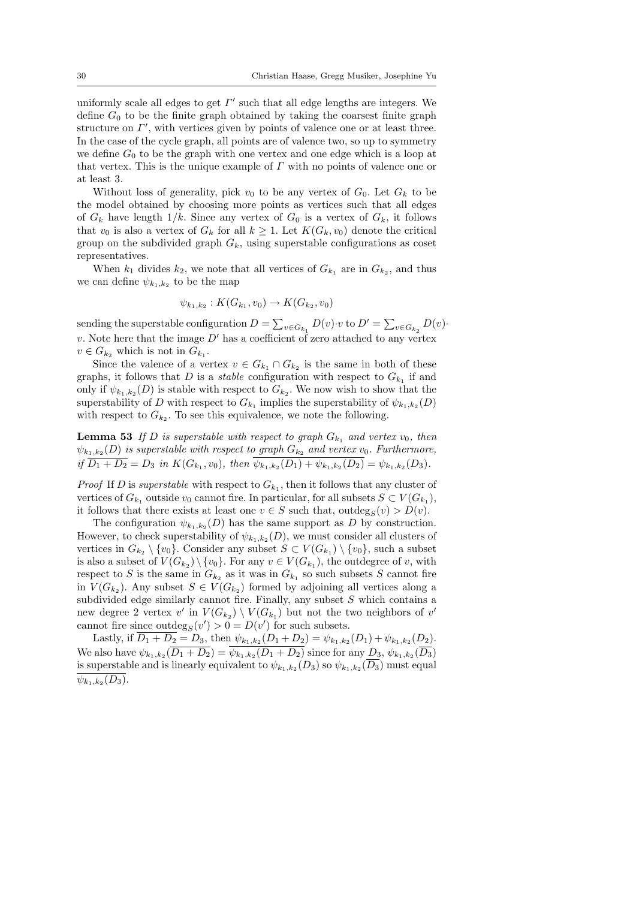uniformly scale all edges to get $\Gamma'$ such that all edge lengths are integers. We define $G_0$ to be the finite graph obtained by taking the coarsest finite graph structure on $\Gamma'$, with vertices given by points of valence one or at least three. In the case of the cycle graph, all points are of valence two, so up to symmetry we define $G_0$ to be the graph with one vertex and one edge which is a loop at that vertex. This is the unique example of $\Gamma$ with no points of valence one or at least 3.

Without loss of generality, pick $v_0$ to be any vertex of $G_0$. Let $G_k$ to be the model obtained by choosing more points as vertices such that all edges of $G_k$ have length $1/k$. Since any vertex of $G_0$ is a vertex of $G_k$, it follows that $v_0$ is also a vertex of $G_k$ for all $k \geq 1$. Let $K(G_k, v_0)$ denote the critical group on the subdivided graph $G_k$, using superstable configurations as coset representatives.

When $k_1$ divides $k_2$, we note that all vertices of $G_{k_1}$ are in $G_{k_2}$, and thus we can define $\psi_{k_1,k_2}$ to be the map

$$\psi_{k_1,k_2} : K(G_{k_1}, v_0) \to K(G_{k_2}, v_0)$$

sending the superstable configuration $D = \sum_{v \in G_{k_1}} D(v) \cdot v$ to $D' = \sum_{v \in G_{k_2}} D(v) \cdot v$. Note here that the image $D'$ has a coefficient of zero attached to any vertex $v \in G_{k_2}$ which is not in $G_{k_1}$.

Since the valence of a vertex $v \in G_{k_1} \cap G_{k_2}$ is the same in both of these graphs, it follows that $D$ is a *stable* configuration with respect to $G_{k_1}$ if and only if $\psi_{k_1,k_2}(D)$ is stable with respect to $G_{k_2}$. We now wish to show that the superstability of $D$ with respect to $G_{k_1}$ implies the superstability of $\psi_{k_1,k_2}(D)$ with respect to $G_{k_2}$. To see this equivalence, we note the following.

**Lemma 53** *If $D$ is superstable with respect to graph $G_{k_1}$ and vertex $v_0$, then $\psi_{k_1,k_2}(D)$ is superstable with respect to graph $G_{k_2}$ and vertex $v_0$. Furthermore, if $\overline{D_1 + D_2} = D_3$ in $K(G_{k_1}, v_0)$, then $\overline{\psi_{k_1,k_2}(D_1) + \psi_{k_1,k_2}(D_2)} = \psi_{k_1,k_2}(D_3)$.*

*Proof* If $D$ is *superstable* with respect to $G_{k_1}$, then it follows that any cluster of vertices of $G_{k_1}$ outside $v_0$ cannot fire. In particular, for all subsets $S \subset V(G_{k_1})$, it follows that there exists at least one $v \in S$ such that, $\text{outdeg}_S(v) > D(v)$.

The configuration $\psi_{k_1,k_2}(D)$ has the same support as $D$ by construction. However, to check superstability of $\psi_{k_1,k_2}(D)$, we must consider all clusters of vertices in $G_{k_2} \setminus \{v_0\}$. Consider any subset $S \subset V(G_{k_1}) \setminus \{v_0\}$, such a subset is also a subset of $V(G_{k_2}) \setminus \{v_0\}$. For any $v \in V(G_{k_1})$, the outdegree of $v$, with respect to $S$ is the same in $G_{k_2}$ as it was in $G_{k_1}$ so such subsets $S$ cannot fire in $V(G_{k_2})$. Any subset $S \in V(G_{k_2})$ formed by adjoining all vertices along a subdivided edge similarly cannot fire. Finally, any subset $S$ which contains a new degree 2 vertex $v'$ in $V(G_{k_2}) \setminus V(G_{k_1})$ but not the two neighbors of $v'$ cannot fire since $\text{outdeg}_S(v') > 0 = D(v')$ for such subsets.

Lastly, if $\overline{D_1 + D_2} = D_3$, then $\psi_{k_1,k_2}(D_1 + D_2) = \psi_{k_1,k_2}(D_1) + \psi_{k_1,k_2}(D_2)$. We also have $\psi_{k_1,k_2}(\overline{D_1 + D_2}) = \overline{\psi_{k_1,k_2}(D_1 + D_2)}$ since for any $D_3$, $\psi_{k_1,k_2}(\overline{D_3})$ is superstable and is linearly equivalent to $\psi_{k_1,k_2}(D_3)$ so $\psi_{k_1,k_2}(\overline{D_3})$ must equal $\overline{\psi_{k_1,k_2}(D_3)}$.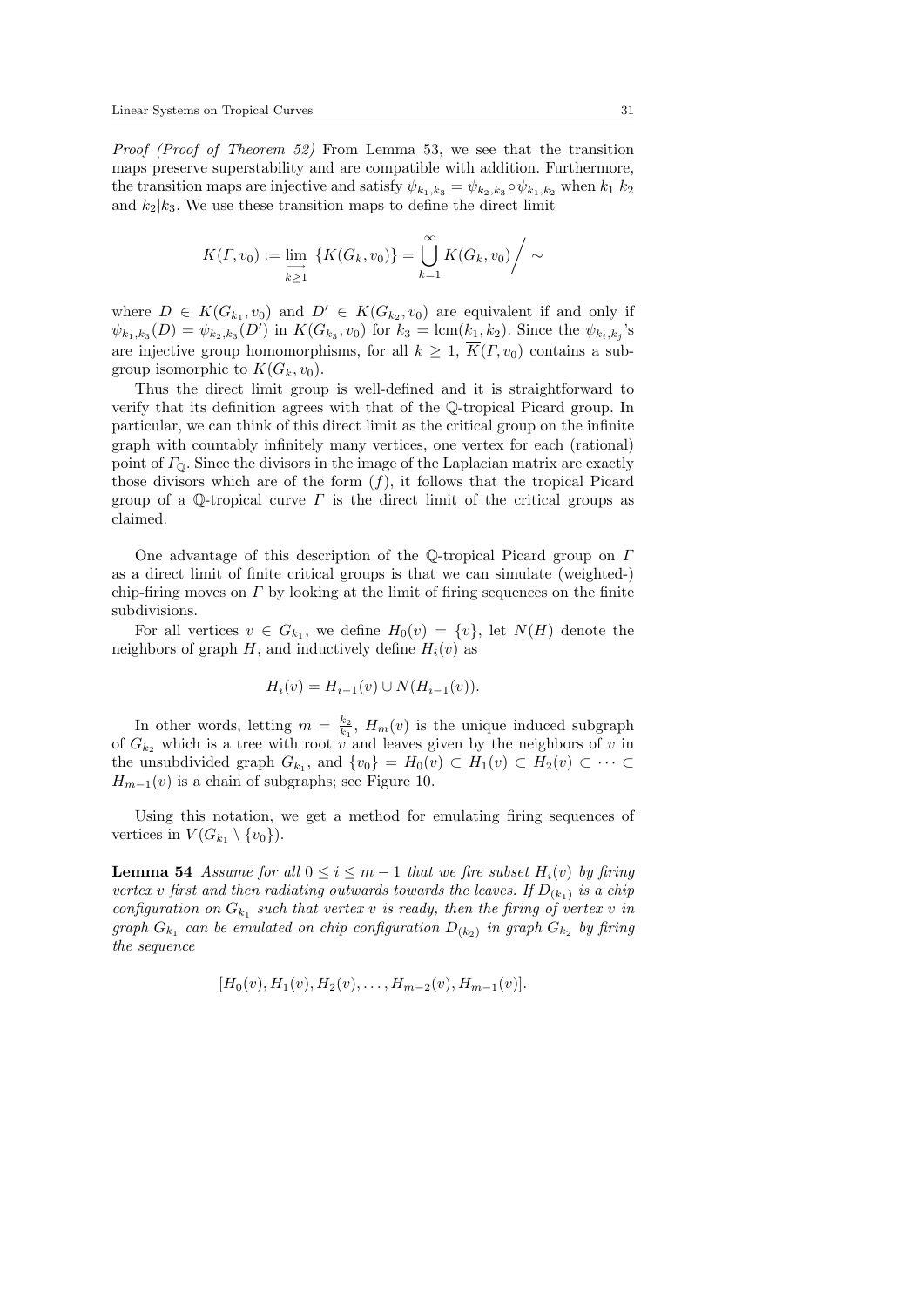*Proof (Proof of Theorem 52)* From Lemma 53, we see that the transition maps preserve superstability and are compatible with addition. Furthermore, the transition maps are injective and satisfy $\psi_{k_1,k_3} = \psi_{k_2,k_3} \circ \psi_{k_1,k_2}$ when $k_1|k_2$ and $k_2|k_3$. We use these transition maps to define the direct limit

$$\overline{K}(\Gamma, v_0) := \varinjlim_{k \geq 1} \{K(G_k, v_0)\} = \bigcup_{k=1}^{\infty} K(G_k, v_0) \Big/ \sim$$

where $D \in K(G_{k_1}, v_0)$ and $D' \in K(G_{k_2}, v_0)$ are equivalent if and only if $\psi_{k_1,k_3}(D) = \psi_{k_2,k_3}(D')$ in $K(G_{k_3}, v_0)$ for $k_3 = \mathrm{lcm}(k_1, k_2)$. Since the $\psi_{k_i,k_j}$'s are injective group homomorphisms, for all $k \geq 1$, $\overline{K}(\Gamma, v_0)$ contains a subgroup isomorphic to $K(G_k, v_0)$.

Thus the direct limit group is well-defined and it is straightforward to verify that its definition agrees with that of the $\mathbb{Q}$-tropical Picard group. In particular, we can think of this direct limit as the critical group on the infinite graph with countably infinitely many vertices, one vertex for each (rational) point of $\Gamma_{\mathbb{Q}}$. Since the divisors in the image of the Laplacian matrix are exactly those divisors which are of the form $(f)$, it follows that the tropical Picard group of a $\mathbb{Q}$-tropical curve $\Gamma$ is the direct limit of the critical groups as claimed.

One advantage of this description of the $\mathbb{Q}$-tropical Picard group on $\Gamma$ as a direct limit of finite critical groups is that we can simulate (weighted-) chip-firing moves on $\Gamma$ by looking at the limit of firing sequences on the finite subdivisions.

For all vertices $v \in G_{k_1}$, we define $H_0(v) = \{v\}$, let $N(H)$ denote the neighbors of graph $H$, and inductively define $H_i(v)$ as

$$H_i(v) = H_{i-1}(v) \cup N(H_{i-1}(v)).$$

In other words, letting $m = \frac{k_2}{k_1}$, $H_m(v)$ is the unique induced subgraph of $G_{k_2}$ which is a tree with root $v$ and leaves given by the neighbors of $v$ in the unsubdivided graph $G_{k_1}$, and $\{v_0\} = H_0(v) \subset H_1(v) \subset H_2(v) \subset \cdots \subset H_{m-1}(v)$ is a chain of subgraphs; see Figure 10.

Using this notation, we get a method for emulating firing sequences of vertices in $V(G_{k_1} \setminus \{v_0\})$.

**Lemma 54** *Assume for all $0 \leq i \leq m-1$ that we fire subset $H_i(v)$ by firing vertex $v$ first and then radiating outwards towards the leaves. If $D_{(k_1)}$ is a chip configuration on $G_{k_1}$ such that vertex $v$ is ready, then the firing of vertex $v$ in graph $G_{k_1}$ can be emulated on chip configuration $D_{(k_2)}$ in graph $G_{k_2}$ by firing the sequence*

$$[H_0(v), H_1(v), H_2(v), \ldots, H_{m-2}(v), H_{m-1}(v)].$$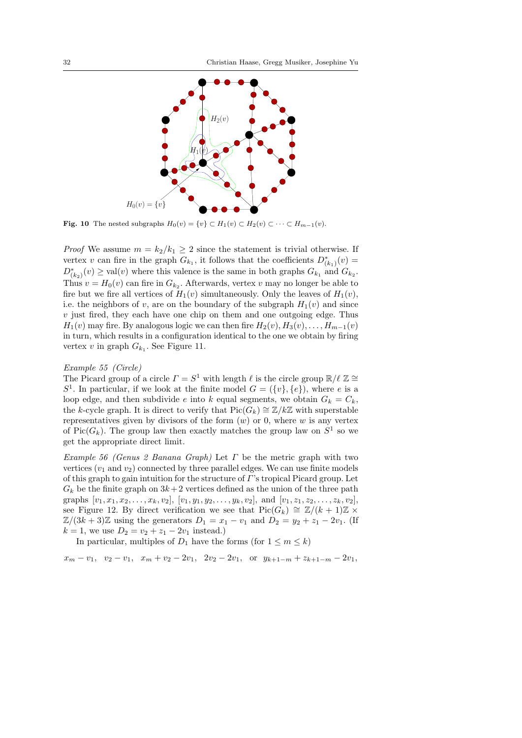**Fig. 10** The nested subgraphs $H_0(v) = \{v\} \subset H_1(v) \subset H_2(v) \subset \cdots \subset H_{m-1}(v)$.

*Proof* We assume $m = k_2/k_1 \geq 2$ since the statement is trivial otherwise. If vertex $v$ can fire in the graph $G_{k_1}$, it follows that the coefficients $D^*_{(k_1)}(v) = D^*_{(k_2)}(v) \geq \mathrm{val}(v)$ where this valence is the same in both graphs $G_{k_1}$ and $G_{k_2}$. Thus $v = H_0(v)$ can fire in $G_{k_2}$. Afterwards, vertex $v$ may no longer be able to fire but we fire all vertices of $H_1(v)$ simultaneously. Only the leaves of $H_1(v)$, i.e. the neighbors of $v$, are on the boundary of the subgraph $H_1(v)$ and since $v$ just fired, they each have one chip on them and one outgoing edge. Thus $H_1(v)$ may fire. By analogous logic we can then fire $H_2(v), H_3(v), \ldots, H_{m-1}(v)$ in turn, which results in a configuration identical to the one we obtain by firing vertex $v$ in graph $G_{k_1}$. See Figure 11.

*Example 55 (Circle)*
The Picard group of a circle $\Gamma = S^1$ with length $\ell$ is the circle group $\mathbb{R}/\ell\,\mathbb{Z} \cong S^1$. In particular, if we look at the finite model $G = (\{v\}, \{e\})$, where $e$ is a loop edge, and then subdivide $e$ into $k$ equal segments, we obtain $G_k = C_k$, the $k$-cycle graph. It is direct to verify that $\mathrm{Pic}(G_k) \cong \mathbb{Z}/k\mathbb{Z}$ with superstable representatives given by divisors of the form $(w)$ or $0$, where $w$ is any vertex of $\mathrm{Pic}(G_k)$. The group law then exactly matches the group law on $S^1$ so we get the appropriate direct limit.

*Example 56 (Genus 2 Banana Graph)* Let $\Gamma$ be the metric graph with two vertices ($v_1$ and $v_2$) connected by three parallel edges. We can use finite models of this graph to gain intuition for the structure of $\Gamma$'s tropical Picard group. Let $G_k$ be the finite graph on $3k+2$ vertices defined as the union of the three path graphs $[v_1, x_1, x_2, \ldots, x_k, v_2]$, $[v_1, y_1, y_2, \ldots, y_k, v_2]$, and $[v_1, z_1, z_2, \ldots, z_k, v_2]$, see Figure 12. By direct verification we see that $\mathrm{Pic}(G_k) \cong \mathbb{Z}/(k+1)\mathbb{Z} \times \mathbb{Z}/(3k+3)\mathbb{Z}$ using the generators $D_1 = x_1 - v_1$ and $D_2 = y_2 + z_1 - 2v_1$. (If $k = 1$, we use $D_2 = v_2 + z_1 - 2v_1$ instead.)

In particular, multiples of $D_1$ have the forms (for $1 \leq m \leq k$)

$$x_m - v_1,\;\; v_2 - v_1,\;\; x_m + v_2 - 2v_1,\;\; 2v_2 - 2v_1,\;\; \text{or}\;\; y_{k+1-m} + z_{k+1-m} - 2v_1,$$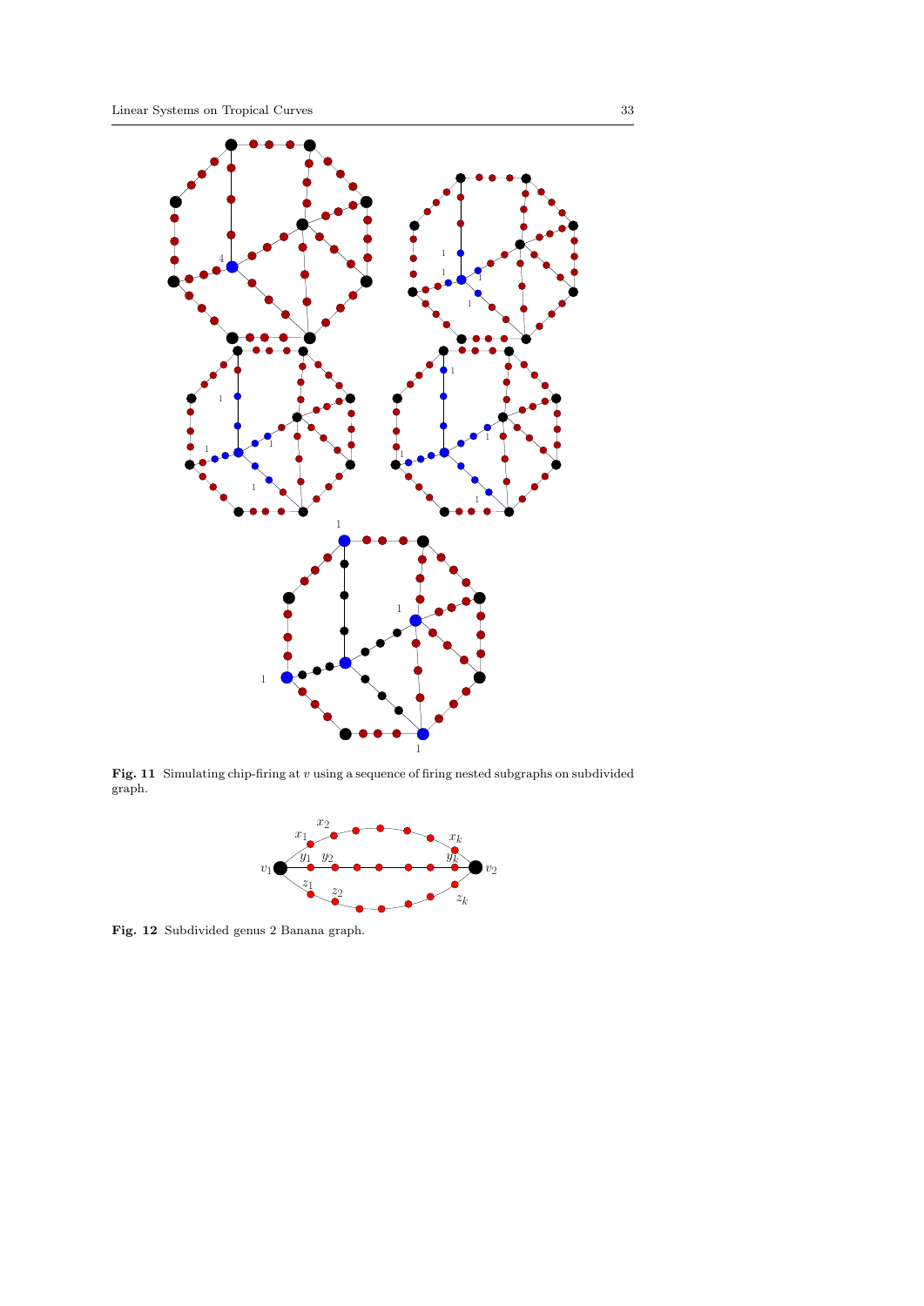**Fig. 11** Simulating chip-firing at $v$ using a sequence of firing nested subgraphs on subdivided graph.

**Fig. 12** Subdivided genus 2 Banana graph.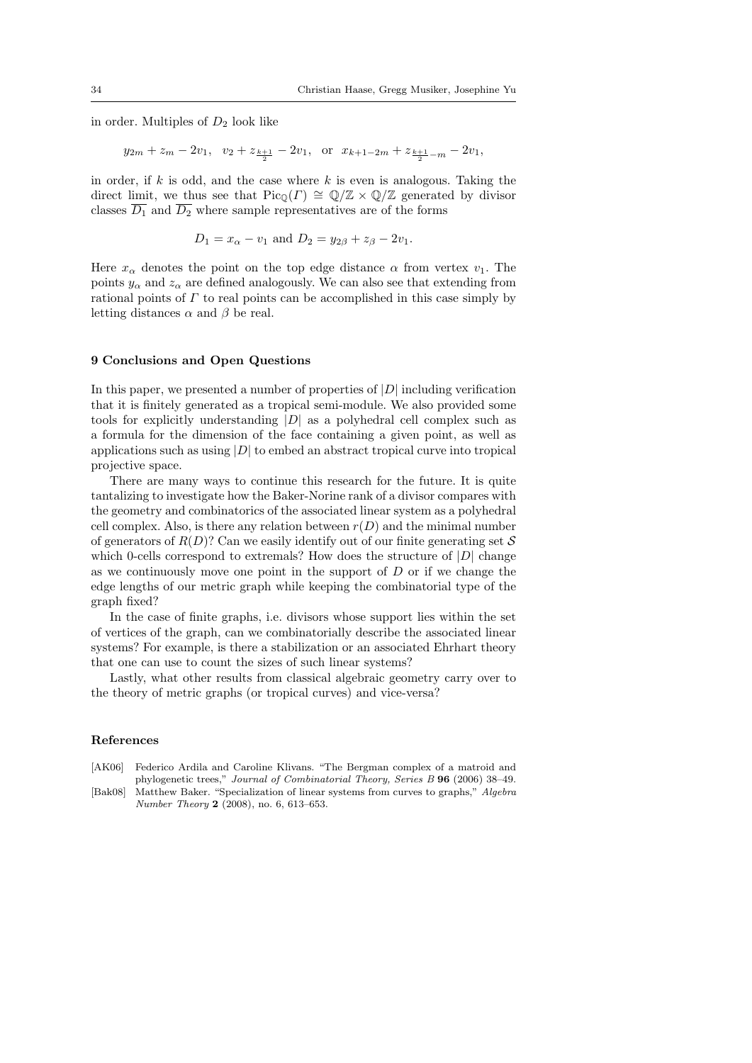in order. Multiples of $D_2$ look like

$$y_{2m} + z_m - 2v_1, \quad v_2 + z_{\frac{k+1}{2}} - 2v_1, \quad \text{or} \quad x_{k+1-2m} + z_{\frac{k+1}{2}-m} - 2v_1,$$

in order, if $k$ is odd, and the case where $k$ is even is analogous. Taking the direct limit, we thus see that $\mathrm{Pic}_{\mathbb{Q}}(\Gamma) \cong \mathbb{Q}/\mathbb{Z} \times \mathbb{Q}/\mathbb{Z}$ generated by divisor classes $\overline{D_1}$ and $\overline{D_2}$ where sample representatives are of the forms

$$D_1 = x_\alpha - v_1 \text{ and } D_2 = y_{2\beta} + z_\beta - 2v_1.$$

Here $x_\alpha$ denotes the point on the top edge distance $\alpha$ from vertex $v_1$. The points $y_\alpha$ and $z_\alpha$ are defined analogously. We can also see that extending from rational points of $\Gamma$ to real points can be accomplished in this case simply by letting distances $\alpha$ and $\beta$ be real.

## 9 Conclusions and Open Questions

In this paper, we presented a number of properties of $|D|$ including verification that it is finitely generated as a tropical semi-module. We also provided some tools for explicitly understanding $|D|$ as a polyhedral cell complex such as a formula for the dimension of the face containing a given point, as well as applications such as using $|D|$ to embed an abstract tropical curve into tropical projective space.

There are many ways to continue this research for the future. It is quite tantalizing to investigate how the Baker-Norine rank of a divisor compares with the geometry and combinatorics of the associated linear system as a polyhedral cell complex. Also, is there any relation between $r(D)$ and the minimal number of generators of $R(D)$? Can we easily identify out of our finite generating set $\mathcal{S}$ which 0-cells correspond to extremals? How does the structure of $|D|$ change as we continuously move one point in the support of $D$ or if we change the edge lengths of our metric graph while keeping the combinatorial type of the graph fixed?

In the case of finite graphs, i.e. divisors whose support lies within the set of vertices of the graph, can we combinatorially describe the associated linear systems? For example, is there a stabilization or an associated Ehrhart theory that one can use to count the sizes of such linear systems?

Lastly, what other results from classical algebraic geometry carry over to the theory of metric graphs (or tropical curves) and vice-versa?

## References

[AK06] Federico Ardila and Caroline Klivans. "The Bergman complex of a matroid and phylogenetic trees," *Journal of Combinatorial Theory, Series B* **96** (2006) 38–49.

[Bak08] Matthew Baker. "Specialization of linear systems from curves to graphs," *Algebra Number Theory* **2** (2008), no. 6, 613–653.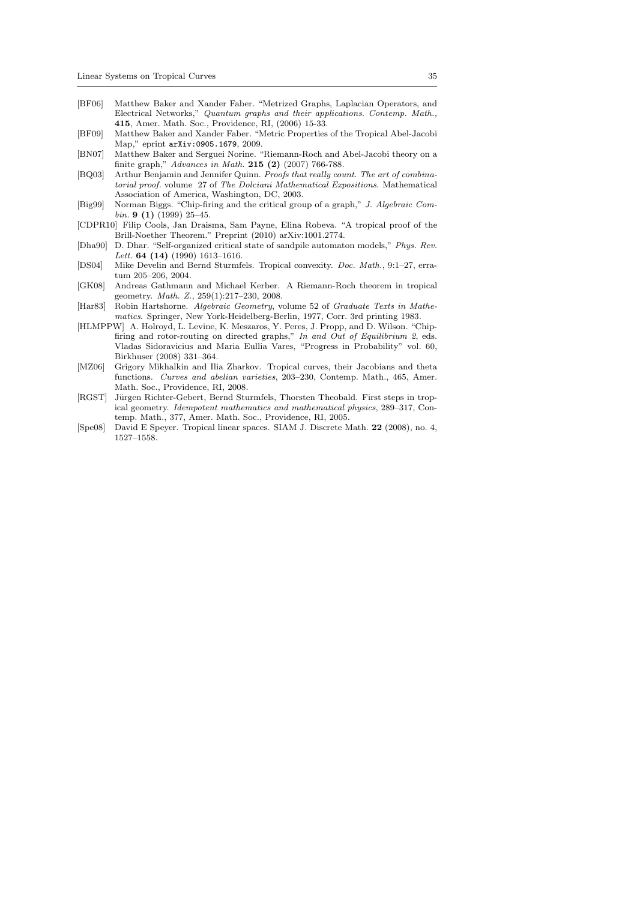[BF06] Matthew Baker and Xander Faber. "Metrized Graphs, Laplacian Operators, and Electrical Networks," *Quantum graphs and their applications. Contemp. Math.,* **415**, Amer. Math. Soc., Providence, RI, (2006) 15-33.

[BF09] Matthew Baker and Xander Faber. "Metric Properties of the Tropical Abel-Jacobi Map," eprint `arXiv:0905.1679`, 2009.

[BN07] Matthew Baker and Serguei Norine. "Riemann-Roch and Abel-Jacobi theory on a finite graph," *Advances in Math.* **215 (2)** (2007) 766-788.

[BQ03] Arthur Benjamin and Jennifer Quinn. *Proofs that really count. The art of combinatorial proof.* volume 27 of *The Dolciani Mathematical Expositions*. Mathematical Association of America, Washington, DC, 2003.

[Big99] Norman Biggs. "Chip-firing and the critical group of a graph," *J. Algebraic Combin.* **9 (1)** (1999) 25–45.

[CDPR10] Filip Cools, Jan Draisma, Sam Payne, Elina Robeva. "A tropical proof of the Brill-Noether Theorem." Preprint (2010) arXiv:1001.2774.

[Dha90] D. Dhar. "Self-organized critical state of sandpile automaton models," *Phys. Rev. Lett.* **64 (14)** (1990) 1613–1616.

[DS04] Mike Develin and Bernd Sturmfels. Tropical convexity. *Doc. Math.*, 9:1–27, erratum 205–206, 2004.

[GK08] Andreas Gathmann and Michael Kerber. A Riemann-Roch theorem in tropical geometry. *Math. Z.*, 259(1):217–230, 2008.

[Har83] Robin Hartshorne. *Algebraic Geometry*, volume 52 of *Graduate Texts in Mathematics*. Springer, New York-Heidelberg-Berlin, 1977, Corr. 3rd printing 1983.

[HLMPPW] A. Holroyd, L. Levine, K. Meszaros, Y. Peres, J. Propp, and D. Wilson. "Chip-firing and rotor-routing on directed graphs," *In and Out of Equilibrium 2*, eds. Vladas Sidoravicius and Maria Eullia Vares, "Progress in Probability" vol. 60, Birkhuser (2008) 331–364.

[MZ06] Grigory Mikhalkin and Ilia Zharkov. Tropical curves, their Jacobians and theta functions. *Curves and abelian varieties*, 203–230, Contemp. Math., 465, Amer. Math. Soc., Providence, RI, 2008.

[RGST] Jürgen Richter-Gebert, Bernd Sturmfels, Thorsten Theobald. First steps in tropical geometry. *Idempotent mathematics and mathematical physics*, 289–317, Contemp. Math., 377, Amer. Math. Soc., Providence, RI, 2005.

[Spe08] David E Speyer. Tropical linear spaces. SIAM J. Discrete Math. **22** (2008), no. 4, 1527–1558.